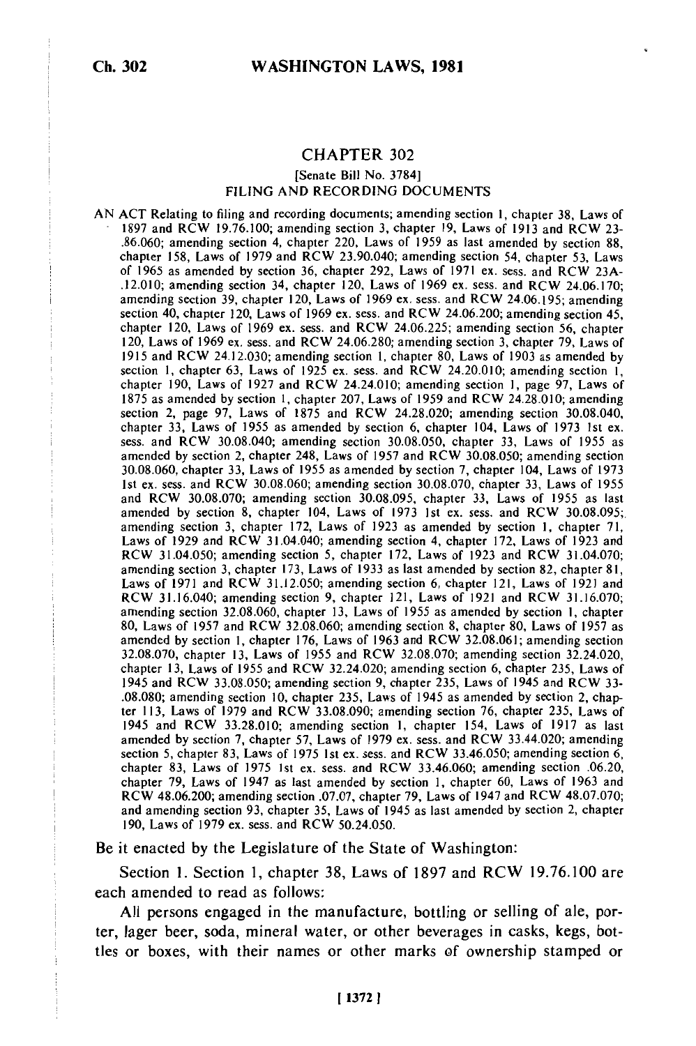# CHAPTER 302

[Senate Bill No. 3784]

FILING AND RECORDING DOCUMENTS

AN ACT Relating to filing and recording documents; amending section 1, chapter 38, Laws of 1897 and RCW 19.76.100; amending section 3, chapter 19, Laws of 1913 and RCW 23-.86.060; amending section 4, chapter 220, Laws of 1959 as last amended by section 88, chapter 158, Laws of 1979 and RCW 23.90.040; amending section 54, chapter 53, Laws of 1965 as amended by section 36, chapter 292, Laws of 1971 ex. sess. and RCW 23A-.12.010; amending section 34, chapter 120, Laws of 1969 ex. sess. and RCW 24.06.170; amending section 39, chapter 120, Laws of 1969 ex. sess. and RCW 24.06.195; amending section 40, chapter 120, Laws of 1969 ex. sess. and RCW 24.06.200; amending section 45, chapter 120, Laws of 1969 ex. sess. and RCW 24.06.225; amending section 56, chapter 120, Laws of 1969 ex. sess. and RCW 24.06.280; amending section 3, chapter 79, Laws of 1915 and RCW 24.12.030; amending section 1, chapter 80, Laws of 1903 as amended by section 1, chapter 63, Laws of 1925 ex. sess. and RCW 24.20.010; amending section 1, chapter 190, Laws of 1927 and RCW 24.24.010; amending section 1, page 97, Laws of 1875 as amended by section 1, chapter 207, Laws of 1959 and RCW 24.28.010; amending section 2, page 97, Laws of 1875 and RCW 24.28.020; amending section 30.08.040, chapter 33, Laws of 1955 as amended by section 6, chapter 104, Laws of 1973 1st ex. sess. and RCW 30.08.040; amending section 30.08.050, chapter 33, Laws of 1955 as amended by section 2, chapter 248, Laws of 1957 and RCW 30.08.050; amending section 30.08.060, chapter 33, Laws of 1955 as amended by section 7, chapter 104, Laws of 1973 1st ex. sess. and RCW 30.08.060; amending section 30.08.070, chapter 33, Laws of 1955 and RCW 30.08.070; amending section 30.08.095, chapter 33, Laws of 1955 as last amended by section 8, chapter 104, Laws of 1973 1st ex. sess. and RCW 30.08.095; amending section 3, chapter 172, Laws of 1923 as amended by section 1, chapter 71, Laws of 1929 and RCW 31.04.040; amending section 4, chapter 172, Laws of 1923 and RCW 31.04.050; amending section 5, chapter 172, Laws of 1923 and RCW 31.04.070; amending section 3, chapter 173, Laws of 1933 as last amended by section 82, chapter 81, Laws of 1971 and RCW 31.12.050; amending section 6, chapter 121, Laws of 1921 and RCW 31.16.040; amending section 9, chapter 121, Laws of 1921 and RCW 31.16.070; amending section 32.08.060, chapter 13, Laws of 1955 as amended by section 1, chapter 80, Laws of 1957 and RCW 32.08.060; amending section 8, chapter 80, Laws of 1957 as amended by section 1, chapter 176, Laws of 1963 and RCW 32.08.061; amending section 32.08.070, chapter 13, Laws of 1955 and RCW 32.08.070; amending section 32.24.020, chapter 13, Laws of 1955 and RCW 32.24.020; amending section 6, chapter 235, Laws of 1945 and RCW 33.08.050; amending section 9, chapter 235, Laws of 1945 and RCW 33-.08.080; amending section 10, chapter 235, Laws of 1945 as amended by section 2, chapter 113, Laws of 1979 and RCW 33.08.090; amending section 76, chapter 235, Laws of 1945 and RCW 33.28.010; amending section 1, chapter 154, Laws of 1917 as last amended by section 7, chapter 57, Laws of 1979 ex. sess. and RCW 33.44.020; amending section 5, chapter 83, Laws of 1975 1st ex. sess. and RCW 33.46.050; amending section 6, chapter 83, Laws of 1975 1st ex. sess. and RCW 33.46.060; amending section .06.20, chapter 79, Laws of 1947 as last amended by section 1, chapter 60, Laws of 1963 and RCW 48.06.200; amending section .07.07, chapter 79, Laws of 1947 and RCW 48.07.070; and amending section 93, chapter 35, Laws of 1945 as last amended by section 2, chapter 190, Laws of 1979 ex. sess. and RCW 50.24.050.

Be it enacted by the Legislature of the State of Washington:

Section 1. Section 1, chapter 38, Laws of 1897 and RCW 19.76.100 are each amended to read as follows:

All persons engaged in the manufacture, bottling or selling of ale, porter, lager beer, soda, mineral water, or other beverages in casks, kegs, bottles or boxes, with their names or other marks of ownership stamped or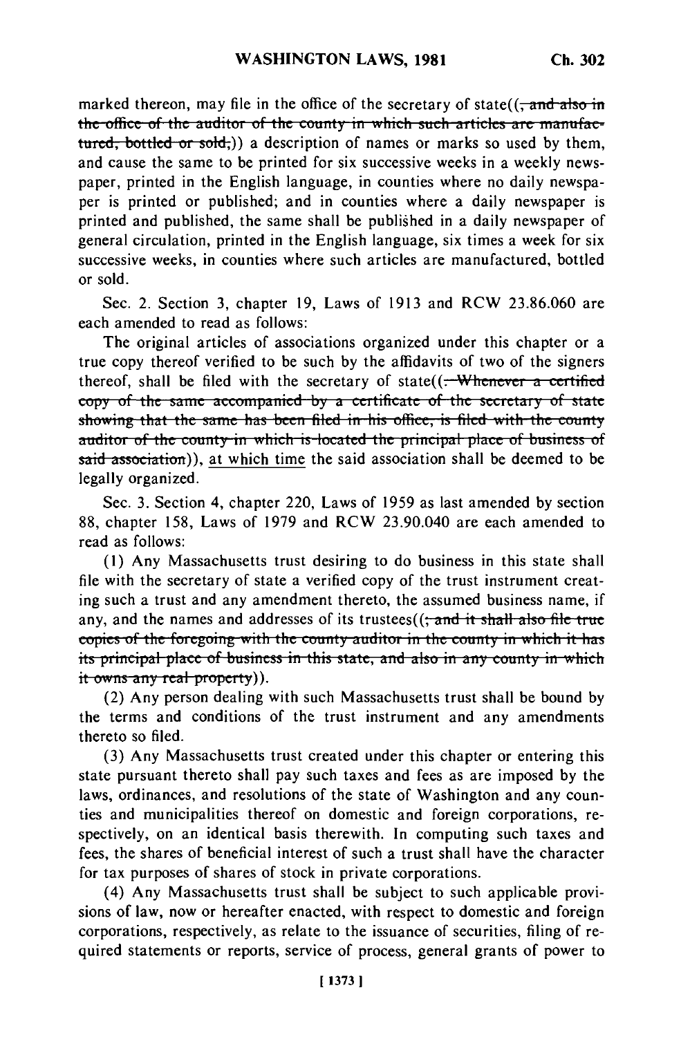marked thereon, may file in the office of the secretary of state((~~, and also in the office of the auditor of the county in which such articles are manufactured, bottled or sold,~~)) a description of names or marks so used by them, and cause the same to be printed for six successive weeks in a weekly newspaper, printed in the English language, in counties where no daily newspaper is printed or published; and in counties where a daily newspaper is printed and published, the same shall be published in a daily newspaper of general circulation, printed in the English language, six times a week for six successive weeks, in counties where such articles are manufactured, bottled or sold.

Sec. 2. Section 3, chapter 19, Laws of 1913 and RCW 23.86.060 are each amended to read as follows:

The original articles of associations organized under this chapter or a true copy thereof verified to be such by the affidavits of two of the signers thereof, shall be filed with the secretary of state((~~. Whenever a certified copy of the same accompanied by a certificate of the secretary of state showing that the same has been filed in his office, is filed with the county auditor of the county in which is located the principal place of business of said association~~)), at which time the said association shall be deemed to be legally organized.

Sec. 3. Section 4, chapter 220, Laws of 1959 as last amended by section 88, chapter 158, Laws of 1979 and RCW 23.90.040 are each amended to read as follows:

(1) Any Massachusetts trust desiring to do business in this state shall file with the secretary of state a verified copy of the trust instrument creating such a trust and any amendment thereto, the assumed business name, if any, and the names and addresses of its trustees((~~; and it shall also file true copies of the foregoing with the county auditor in the county in which it has its principal place of business in this state, and also in any county in which it owns any real property~~)).

(2) Any person dealing with such Massachusetts trust shall be bound by the terms and conditions of the trust instrument and any amendments thereto so filed.

(3) Any Massachusetts trust created under this chapter or entering this state pursuant thereto shall pay such taxes and fees as are imposed by the laws, ordinances, and resolutions of the state of Washington and any counties and municipalities thereof on domestic and foreign corporations, respectively, on an identical basis therewith. In computing such taxes and fees, the shares of beneficial interest of such a trust shall have the character for tax purposes of shares of stock in private corporations.

(4) Any Massachusetts trust shall be subject to such applicable provisions of law, now or hereafter enacted, with respect to domestic and foreign corporations, respectively, as relate to the issuance of securities, filing of required statements or reports, service of process, general grants of power to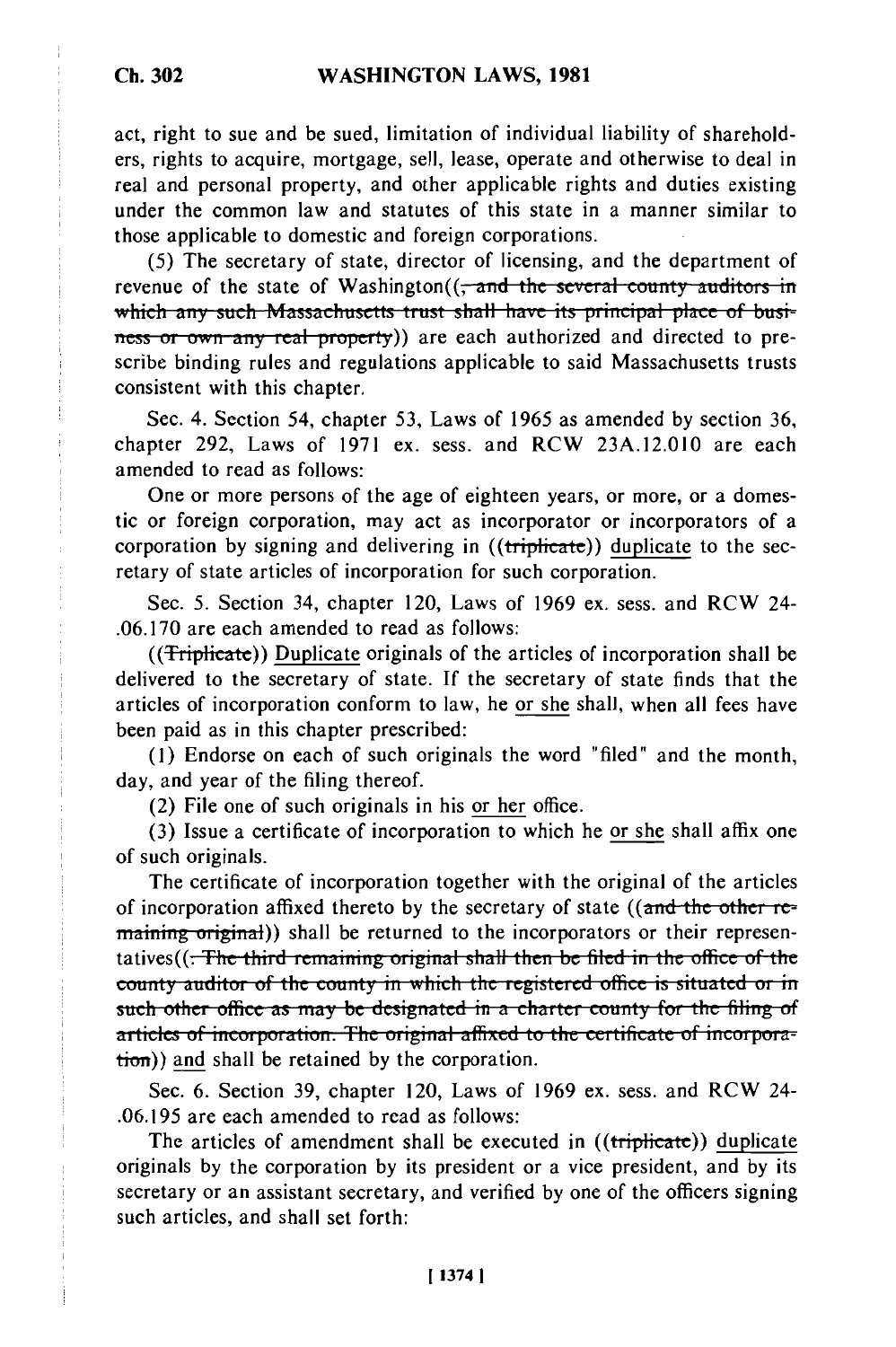act, right to sue and be sued, limitation of individual liability of shareholders, rights to acquire, mortgage, sell, lease, operate and otherwise to deal in real and personal property, and other applicable rights and duties existing under the common law and statutes of this state in a manner similar to those applicable to domestic and foreign corporations.

(5) The secretary of state, director of licensing, and the department of revenue of the state of Washington((~~, and the several county auditors in which any such Massachusetts trust shall have its principal place of business or own any real property~~)) are each authorized and directed to prescribe binding rules and regulations applicable to said Massachusetts trusts consistent with this chapter.

Sec. 4. Section 54, chapter 53, Laws of 1965 as amended by section 36, chapter 292, Laws of 1971 ex. sess. and RCW 23A.12.010 are each amended to read as follows:

One or more persons of the age of eighteen years, or more, or a domestic or foreign corporation, may act as incorporator or incorporators of a corporation by signing and delivering in ((~~triplicate~~)) <u>duplicate</u> to the secretary of state articles of incorporation for such corporation.

Sec. 5. Section 34, chapter 120, Laws of 1969 ex. sess. and RCW 24-.06.170 are each amended to read as follows:

((~~Triplicate~~)) <u>Duplicate</u> originals of the articles of incorporation shall be delivered to the secretary of state. If the secretary of state finds that the articles of incorporation conform to law, he <u>or she</u> shall, when all fees have been paid as in this chapter prescribed:

(1) Endorse on each of such originals the word "filed" and the month, day, and year of the filing thereof.

(2) File one of such originals in his <u>or her</u> office.

(3) Issue a certificate of incorporation to which he <u>or she</u> shall affix one of such originals.

The certificate of incorporation together with the original of the articles of incorporation affixed thereto by the secretary of state ((~~and the other remaining original~~)) shall be returned to the incorporators or their representatives((~~. The third remaining original shall then be filed in the office of the county auditor of the county in which the registered office is situated or in such other office as may be designated in a charter county for the filing of articles of incorporation. The original affixed to the certificate of incorporation~~)) <u>and</u> shall be retained by the corporation.

Sec. 6. Section 39, chapter 120, Laws of 1969 ex. sess. and RCW 24-.06.195 are each amended to read as follows:

The articles of amendment shall be executed in ((~~triplicate~~)) <u>duplicate</u> originals by the corporation by its president or a vice president, and by its secretary or an assistant secretary, and verified by one of the officers signing such articles, and shall set forth: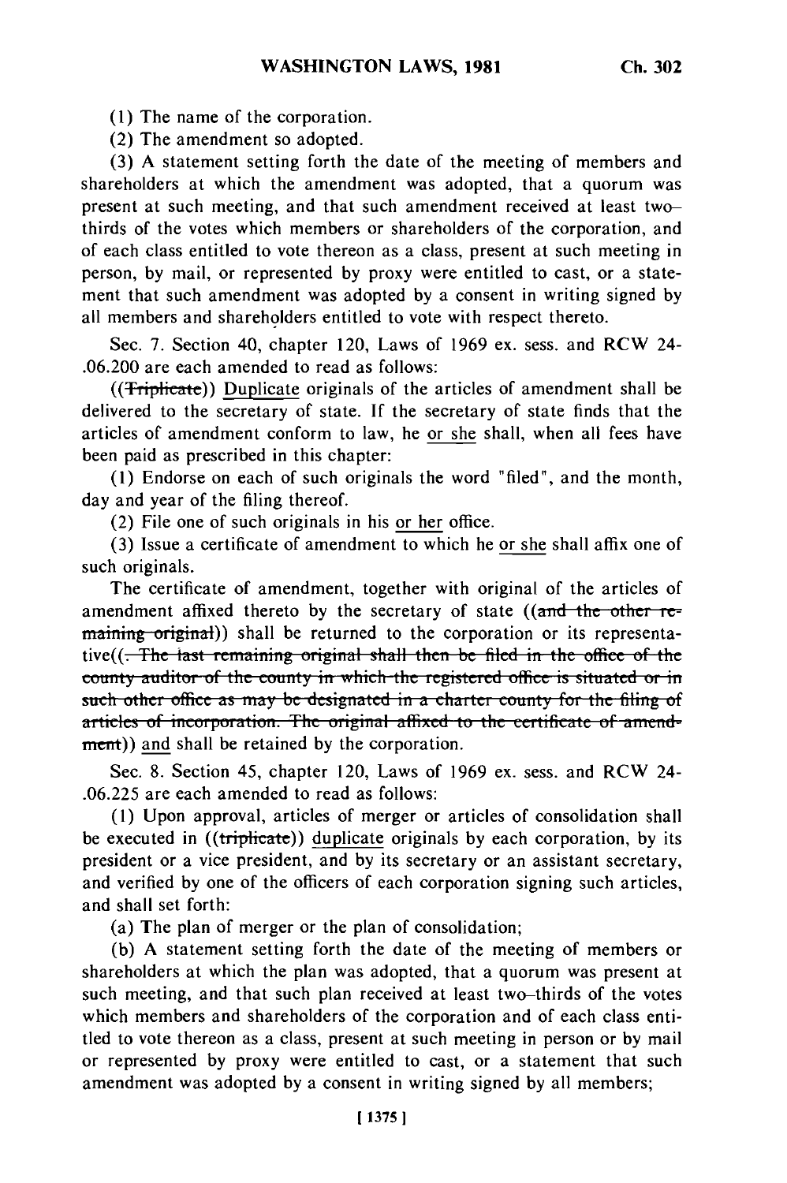(1) The name of the corporation.

(2) The amendment so adopted.

(3) A statement setting forth the date of the meeting of members and shareholders at which the amendment was adopted, that a quorum was present at such meeting, and that such amendment received at least two-thirds of the votes which members or shareholders of the corporation, and of each class entitled to vote thereon as a class, present at such meeting in person, by mail, or represented by proxy were entitled to cast, or a statement that such amendment was adopted by a consent in writing signed by all members and shareholders entitled to vote with respect thereto.

Sec. 7. Section 40, chapter 120, Laws of 1969 ex. sess. and RCW 24-.06.200 are each amended to read as follows:

((~~Triplicate~~)) Duplicate originals of the articles of amendment shall be delivered to the secretary of state. If the secretary of state finds that the articles of amendment conform to law, he or she shall, when all fees have been paid as prescribed in this chapter:

(1) Endorse on each of such originals the word "filed", and the month, day and year of the filing thereof.

(2) File one of such originals in his or her office.

(3) Issue a certificate of amendment to which he or she shall affix one of such originals.

The certificate of amendment, together with original of the articles of amendment affixed thereto by the secretary of state ((~~and the other remaining original~~)) shall be returned to the corporation or its representative((~~. The last remaining original shall then be filed in the office of the county auditor of the county in which the registered office is situated or in such other office as may be designated in a charter county for the filing of articles of incorporation. The original affixed to the certificate of amendment~~)) and shall be retained by the corporation.

Sec. 8. Section 45, chapter 120, Laws of 1969 ex. sess. and RCW 24-.06.225 are each amended to read as follows:

(1) Upon approval, articles of merger or articles of consolidation shall be executed in ((~~triplicate~~)) duplicate originals by each corporation, by its president or a vice president, and by its secretary or an assistant secretary, and verified by one of the officers of each corporation signing such articles, and shall set forth:

(a) The plan of merger or the plan of consolidation;

(b) A statement setting forth the date of the meeting of members or shareholders at which the plan was adopted, that a quorum was present at such meeting, and that such plan received at least two-thirds of the votes which members and shareholders of the corporation and of each class entitled to vote thereon as a class, present at such meeting in person or by mail or represented by proxy were entitled to cast, or a statement that such amendment was adopted by a consent in writing signed by all members;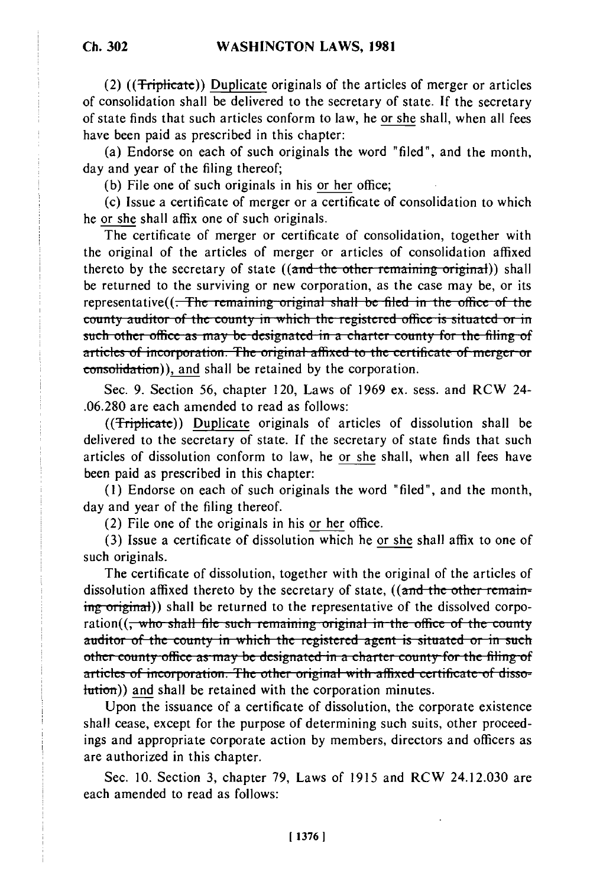(2) ((~~Triplicate~~)) Duplicate originals of the articles of merger or articles of consolidation shall be delivered to the secretary of state. If the secretary of state finds that such articles conform to law, he or she shall, when all fees have been paid as prescribed in this chapter:

(a) Endorse on each of such originals the word "filed", and the month, day and year of the filing thereof;

(b) File one of such originals in his or her office;

(c) Issue a certificate of merger or a certificate of consolidation to which he or she shall affix one of such originals.

The certificate of merger or certificate of consolidation, together with the original of the articles of merger or articles of consolidation affixed thereto by the secretary of state ((~~and the other remaining original~~)) shall be returned to the surviving or new corporation, as the case may be, or its representative((~~. The remaining original shall be filed in the office of the county auditor of the county in which the registered office is situated or in such other office as may be designated in a charter county for the filing of articles of incorporation. The original affixed to the certificate of merger or consolidation~~)), and shall be retained by the corporation.

Sec. 9. Section 56, chapter 120, Laws of 1969 ex. sess. and RCW 24-.06.280 are each amended to read as follows:

((~~Triplicate~~)) Duplicate originals of articles of dissolution shall be delivered to the secretary of state. If the secretary of state finds that such articles of dissolution conform to law, he or she shall, when all fees have been paid as prescribed in this chapter:

(1) Endorse on each of such originals the word "filed", and the month, day and year of the filing thereof.

(2) File one of the originals in his or her office.

(3) Issue a certificate of dissolution which he or she shall affix to one of such originals.

The certificate of dissolution, together with the original of the articles of dissolution affixed thereto by the secretary of state, ((~~and the other remaining original~~)) shall be returned to the representative of the dissolved corporation((~~, who shall file such remaining original in the office of the county auditor of the county in which the registered agent is situated or in such other county office as may be designated in a charter county for the filing of articles of incorporation. The other original with affixed certificate of dissolution~~)) and shall be retained with the corporation minutes.

Upon the issuance of a certificate of dissolution, the corporate existence shall cease, except for the purpose of determining such suits, other proceedings and appropriate corporate action by members, directors and officers as are authorized in this chapter.

Sec. 10. Section 3, chapter 79, Laws of 1915 and RCW 24.12.030 are each amended to read as follows: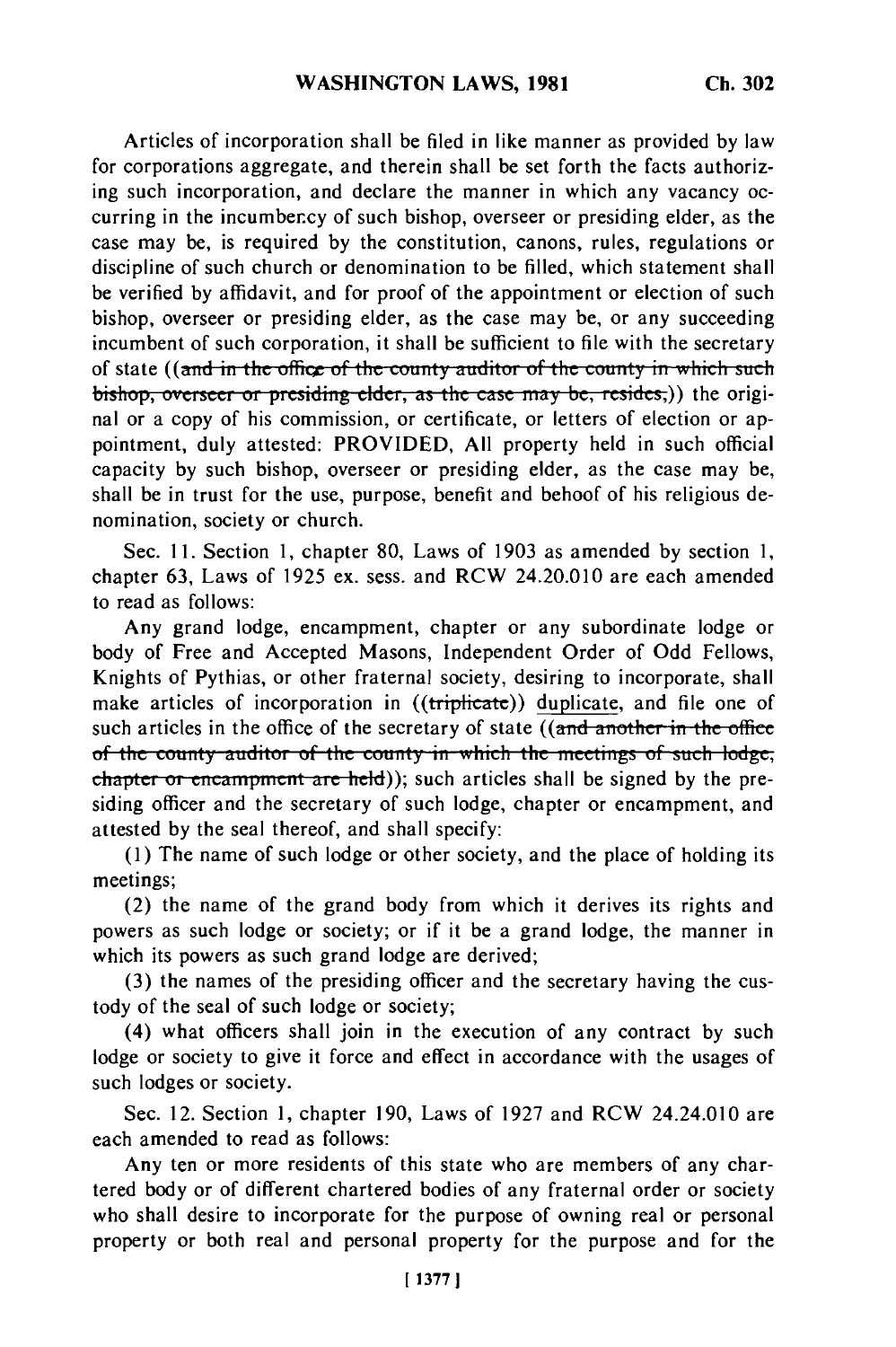Articles of incorporation shall be filed in like manner as provided by law for corporations aggregate, and therein shall be set forth the facts authorizing such incorporation, and declare the manner in which any vacancy occurring in the incumbency of such bishop, overseer or presiding elder, as the case may be, is required by the constitution, canons, rules, regulations or discipline of such church or denomination to be filled, which statement shall be verified by affidavit, and for proof of the appointment or election of such bishop, overseer or presiding elder, as the case may be, or any succeeding incumbent of such corporation, it shall be sufficient to file with the secretary of state ((~~and in the office of the county auditor of the county in which such bishop, overseer or presiding elder, as the case may be, resides,~~)) the original or a copy of his commission, or certificate, or letters of election or appointment, duly attested: PROVIDED, All property held in such official capacity by such bishop, overseer or presiding elder, as the case may be, shall be in trust for the use, purpose, benefit and behoof of his religious denomination, society or church.

Sec. 11. Section 1, chapter 80, Laws of 1903 as amended by section 1, chapter 63, Laws of 1925 ex. sess. and RCW 24.20.010 are each amended to read as follows:

Any grand lodge, encampment, chapter or any subordinate lodge or body of Free and Accepted Masons, Independent Order of Odd Fellows, Knights of Pythias, or other fraternal society, desiring to incorporate, shall make articles of incorporation in ((~~triplicate~~)) <u>duplicate</u>, and file one of such articles in the office of the secretary of state ((~~and another in the office of the county auditor of the county in which the meetings of such lodge, chapter or encampment are held~~)); such articles shall be signed by the presiding officer and the secretary of such lodge, chapter or encampment, and attested by the seal thereof, and shall specify:

(1) The name of such lodge or other society, and the place of holding its meetings;

(2) the name of the grand body from which it derives its rights and powers as such lodge or society; or if it be a grand lodge, the manner in which its powers as such grand lodge are derived;

(3) the names of the presiding officer and the secretary having the custody of the seal of such lodge or society;

(4) what officers shall join in the execution of any contract by such lodge or society to give it force and effect in accordance with the usages of such lodges or society.

Sec. 12. Section 1, chapter 190, Laws of 1927 and RCW 24.24.010 are each amended to read as follows:

Any ten or more residents of this state who are members of any chartered body or of different chartered bodies of any fraternal order or society who shall desire to incorporate for the purpose of owning real or personal property or both real and personal property for the purpose and for the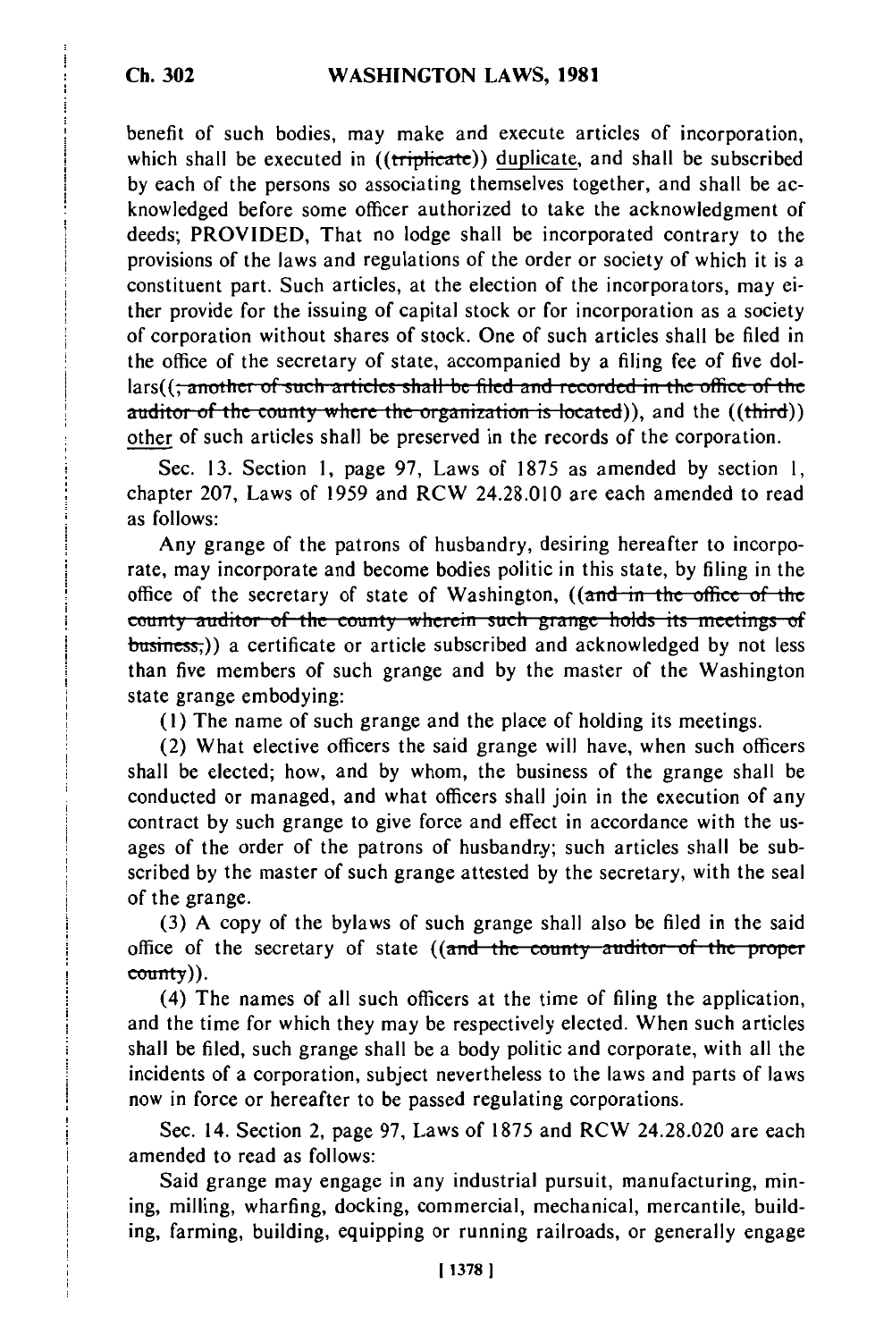benefit of such bodies, may make and execute articles of incorporation, which shall be executed in ((~~triplicate~~)) duplicate, and shall be subscribed by each of the persons so associating themselves together, and shall be acknowledged before some officer authorized to take the acknowledgment of deeds; PROVIDED, That no lodge shall be incorporated contrary to the provisions of the laws and regulations of the order or society of which it is a constituent part. Such articles, at the election of the incorporators, may either provide for the issuing of capital stock or for incorporation as a society of corporation without shares of stock. One of such articles shall be filed in the office of the secretary of state, accompanied by a filing fee of five dollars((~~; another of such articles shall be filed and recorded in the office of the auditor of the county where the organization is located~~)), and the ((~~third~~)) other of such articles shall be preserved in the records of the corporation.

Sec. 13. Section 1, page 97, Laws of 1875 as amended by section 1, chapter 207, Laws of 1959 and RCW 24.28.010 are each amended to read as follows:

Any grange of the patrons of husbandry, desiring hereafter to incorporate, may incorporate and become bodies politic in this state, by filing in the office of the secretary of state of Washington, ((~~and in the office of the county auditor of the county wherein such grange holds its meetings of business,~~)) a certificate or article subscribed and acknowledged by not less than five members of such grange and by the master of the Washington state grange embodying:

(1) The name of such grange and the place of holding its meetings.

(2) What elective officers the said grange will have, when such officers shall be elected; how, and by whom, the business of the grange shall be conducted or managed, and what officers shall join in the execution of any contract by such grange to give force and effect in accordance with the usages of the order of the patrons of husbandry; such articles shall be subscribed by the master of such grange attested by the secretary, with the seal of the grange.

(3) A copy of the bylaws of such grange shall also be filed in the said office of the secretary of state ((~~and the county auditor of the proper county~~)).

(4) The names of all such officers at the time of filing the application, and the time for which they may be respectively elected. When such articles shall be filed, such grange shall be a body politic and corporate, with all the incidents of a corporation, subject nevertheless to the laws and parts of laws now in force or hereafter to be passed regulating corporations.

Sec. 14. Section 2, page 97, Laws of 1875 and RCW 24.28.020 are each amended to read as follows:

Said grange may engage in any industrial pursuit, manufacturing, mining, milling, wharfing, docking, commercial, mechanical, mercantile, building, farming, building, equipping or running railroads, or generally engage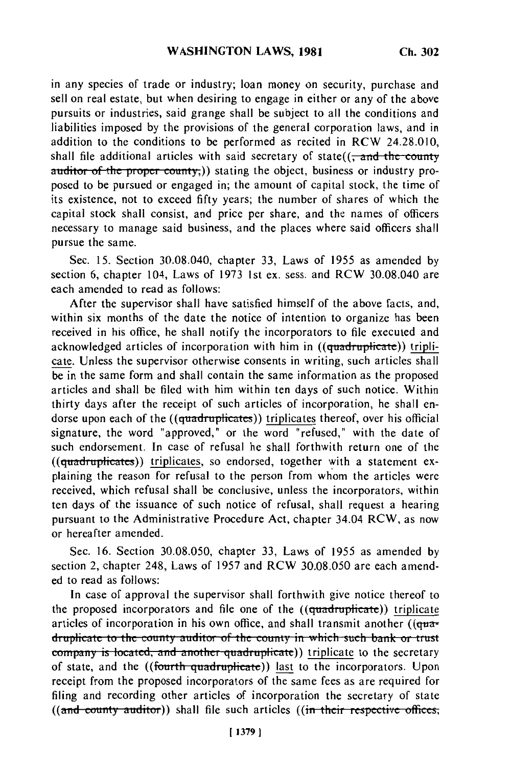in any species of trade or industry; loan money on security, purchase and sell on real estate, but when desiring to engage in either or any of the above pursuits or industries, said grange shall be subject to all the conditions and liabilities imposed by the provisions of the general corporation laws, and in addition to the conditions to be performed as recited in RCW 24.28.010, shall file additional articles with said secretary of state((, and the county auditor of the proper county,)) stating the object, business or industry proposed to be pursued or engaged in; the amount of capital stock, the time of its existence, not to exceed fifty years; the number of shares of which the capital stock shall consist, and price per share, and the names of officers necessary to manage said business, and the places where said officers shall pursue the same.

Sec. 15. Section 30.08.040, chapter 33, Laws of 1955 as amended by section 6, chapter 104, Laws of 1973 1st ex. sess. and RCW 30.08.040 are each amended to read as follows:

After the supervisor shall have satisfied himself of the above facts, and, within six months of the date the notice of intention to organize has been received in his office, he shall notify the incorporators to file executed and acknowledged articles of incorporation with him in ((quadruplicate)) triplicate. Unless the supervisor otherwise consents in writing, such articles shall be in the same form and shall contain the same information as the proposed articles and shall be filed with him within ten days of such notice. Within thirty days after the receipt of such articles of incorporation, he shall endorse upon each of the ((quadruplicates)) triplicates thereof, over his official signature, the word "approved," or the word "refused," with the date of such endorsement. In case of refusal he shall forthwith return one of the ((quadruplicates)) triplicates, so endorsed, together with a statement explaining the reason for refusal to the person from whom the articles were received, which refusal shall be conclusive, unless the incorporators, within ten days of the issuance of such notice of refusal, shall request a hearing pursuant to the Administrative Procedure Act, chapter 34.04 RCW, as now or hereafter amended.

Sec. 16. Section 30.08.050, chapter 33, Laws of 1955 as amended by section 2, chapter 248, Laws of 1957 and RCW 30.08.050 are each amended to read as follows:

In case of approval the supervisor shall forthwith give notice thereof to the proposed incorporators and file one of the ((quadruplicate)) triplicate articles of incorporation in his own office, and shall transmit another ((quadruplicate to the county auditor of the county in which such bank or trust company is located, and another quadruplicate)) triplicate to the secretary of state, and the ((fourth quadruplicate)) last to the incorporators. Upon receipt from the proposed incorporators of the same fees as are required for filing and recording other articles of incorporation the secretary of state ((and county auditor)) shall file such articles ((in their respective offices,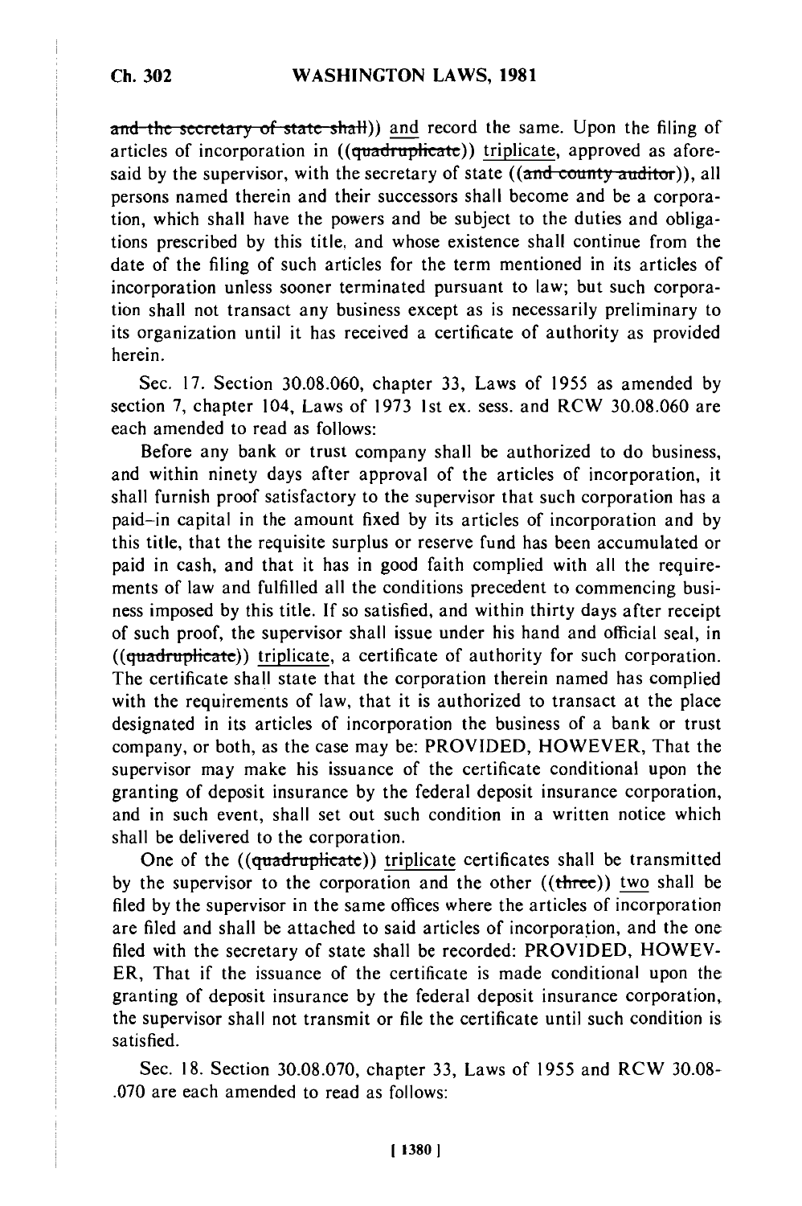and the secretary of state shall)) and record the same. Upon the filing of articles of incorporation in ((quadruplicate)) triplicate, approved as aforesaid by the supervisor, with the secretary of state ((and county auditor)), all persons named therein and their successors shall become and be a corporation, which shall have the powers and be subject to the duties and obligations prescribed by this title, and whose existence shall continue from the date of the filing of such articles for the term mentioned in its articles of incorporation unless sooner terminated pursuant to law; but such corporation shall not transact any business except as is necessarily preliminary to its organization until it has received a certificate of authority as provided herein.

Sec. 17. Section 30.08.060, chapter 33, Laws of 1955 as amended by section 7, chapter 104, Laws of 1973 1st ex. sess. and RCW 30.08.060 are each amended to read as follows:

Before any bank or trust company shall be authorized to do business, and within ninety days after approval of the articles of incorporation, it shall furnish proof satisfactory to the supervisor that such corporation has a paid-in capital in the amount fixed by its articles of incorporation and by this title, that the requisite surplus or reserve fund has been accumulated or paid in cash, and that it has in good faith complied with all the requirements of law and fulfilled all the conditions precedent to commencing business imposed by this title. If so satisfied, and within thirty days after receipt of such proof, the supervisor shall issue under his hand and official seal, in ((quadruplicate)) triplicate, a certificate of authority for such corporation. The certificate shall state that the corporation therein named has complied with the requirements of law, that it is authorized to transact at the place designated in its articles of incorporation the business of a bank or trust company, or both, as the case may be: PROVIDED, HOWEVER, That the supervisor may make his issuance of the certificate conditional upon the granting of deposit insurance by the federal deposit insurance corporation, and in such event, shall set out such condition in a written notice which shall be delivered to the corporation.

One of the ((quadruplicate)) triplicate certificates shall be transmitted by the supervisor to the corporation and the other ((three)) two shall be filed by the supervisor in the same offices where the articles of incorporation are filed and shall be attached to said articles of incorporation, and the one filed with the secretary of state shall be recorded: PROVIDED, HOWEVER, That if the issuance of the certificate is made conditional upon the granting of deposit insurance by the federal deposit insurance corporation, the supervisor shall not transmit or file the certificate until such condition is satisfied.

Sec. 18. Section 30.08.070, chapter 33, Laws of 1955 and RCW 30.08.070 are each amended to read as follows: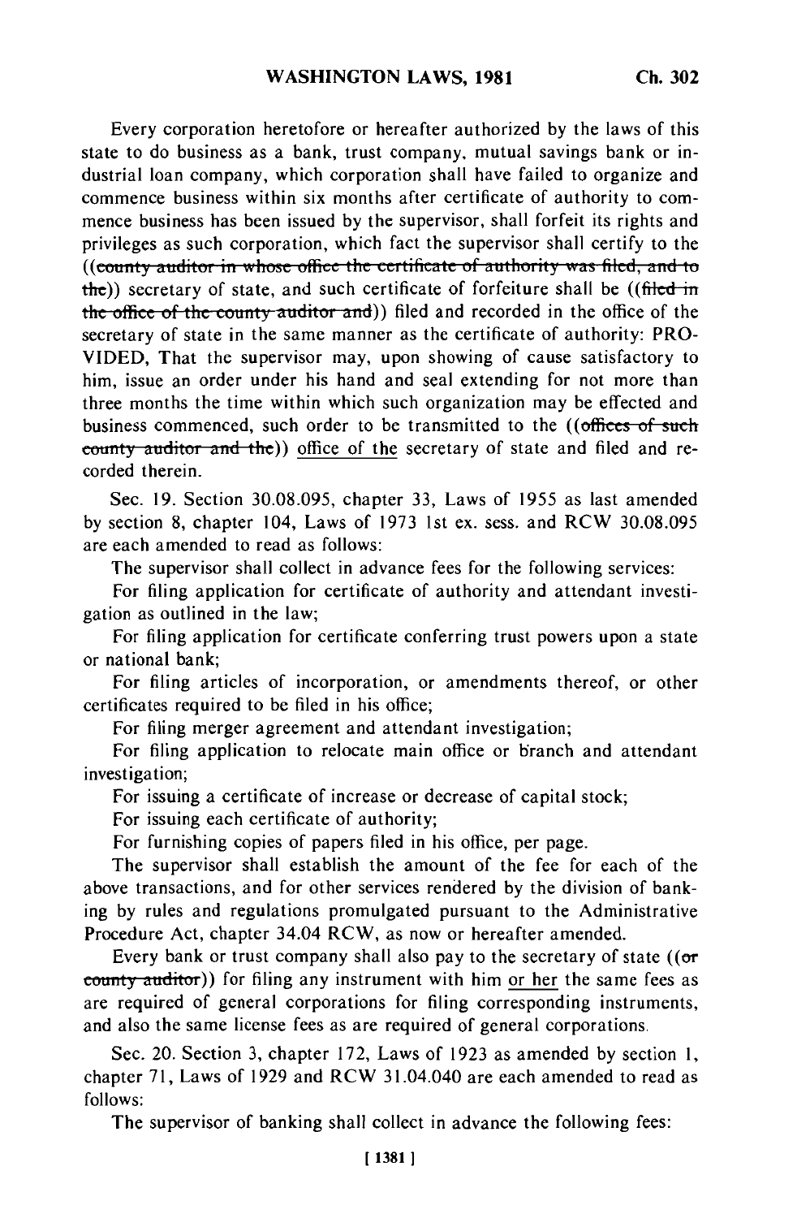Every corporation heretofore or hereafter authorized by the laws of this state to do business as a bank, trust company, mutual savings bank or industrial loan company, which corporation shall have failed to organize and commence business within six months after certificate of authority to commence business has been issued by the supervisor, shall forfeit its rights and privileges as such corporation, which fact the supervisor shall certify to the ((~~county auditor in whose office the certificate of authority was filed, and to the~~)) secretary of state, and such certificate of forfeiture shall be ((~~filed in the office of the county auditor and~~)) filed and recorded in the office of the secretary of state in the same manner as the certificate of authority: PROVIDED, That the supervisor may, upon showing of cause satisfactory to him, issue an order under his hand and seal extending for not more than three months the time within which such organization may be effected and business commenced, such order to be transmitted to the ((~~offices of such county auditor and the~~)) <u>office of the</u> secretary of state and filed and recorded therein.

Sec. 19. Section 30.08.095, chapter 33, Laws of 1955 as last amended by section 8, chapter 104, Laws of 1973 1st ex. sess. and RCW 30.08.095 are each amended to read as follows:

The supervisor shall collect in advance fees for the following services:

For filing application for certificate of authority and attendant investigation as outlined in the law;

For filing application for certificate conferring trust powers upon a state or national bank;

For filing articles of incorporation, or amendments thereof, or other certificates required to be filed in his office;

For filing merger agreement and attendant investigation;

For filing application to relocate main office or branch and attendant investigation;

For issuing a certificate of increase or decrease of capital stock;

For issuing each certificate of authority;

For furnishing copies of papers filed in his office, per page.

The supervisor shall establish the amount of the fee for each of the above transactions, and for other services rendered by the division of banking by rules and regulations promulgated pursuant to the Administrative Procedure Act, chapter 34.04 RCW, as now or hereafter amended.

Every bank or trust company shall also pay to the secretary of state ((~~or county auditor~~)) for filing any instrument with him <u>or her</u> the same fees as are required of general corporations for filing corresponding instruments, and also the same license fees as are required of general corporations.

Sec. 20. Section 3, chapter 172, Laws of 1923 as amended by section 1, chapter 71, Laws of 1929 and RCW 31.04.040 are each amended to read as follows:

The supervisor of banking shall collect in advance the following fees: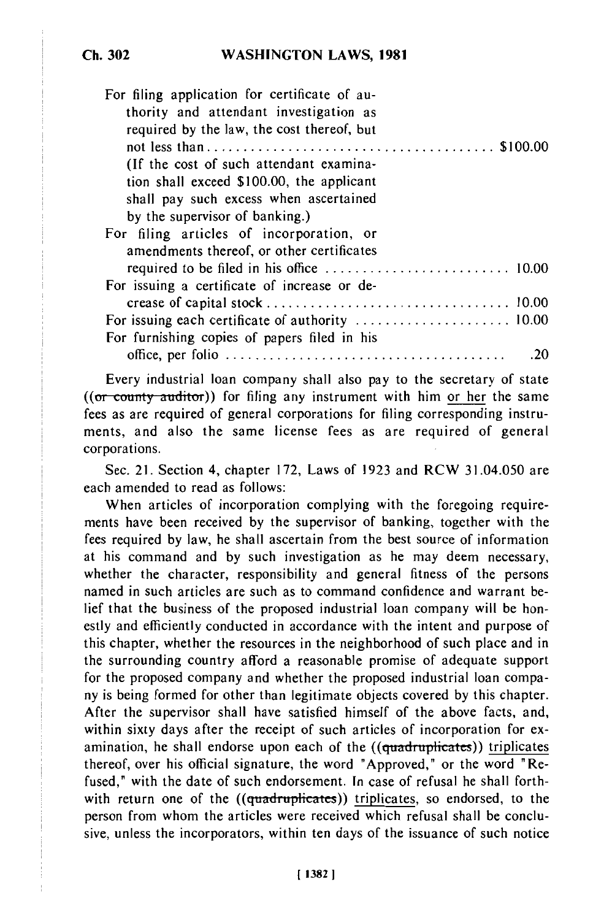| | |
|---|---|
| For filing application for certificate of authority and attendant investigation as required by the law, the cost thereof, but not less than | $100.00 |
| (If the cost of such attendant examination shall exceed $100.00, the applicant shall pay such excess when ascertained by the supervisor of banking.) | |
| For filing articles of incorporation, or amendments thereof, or other certificates required to be filed in his office | 10.00 |
| For issuing a certificate of increase or decrease of capital stock | 10.00 |
| For issuing each certificate of authority | 10.00 |
| For furnishing copies of papers filed in his office, per folio | .20 |

Every industrial loan company shall also pay to the secretary of state ((~~or county auditor~~)) for filing any instrument with him <u>or her</u> the same fees as are required of general corporations for filing corresponding instruments, and also the same license fees as are required of general corporations.

Sec. 21. Section 4, chapter 172, Laws of 1923 and RCW 31.04.050 are each amended to read as follows:

When articles of incorporation complying with the foregoing requirements have been received by the supervisor of banking, together with the fees required by law, he shall ascertain from the best source of information at his command and by such investigation as he may deem necessary, whether the character, responsibility and general fitness of the persons named in such articles are such as to command confidence and warrant belief that the business of the proposed industrial loan company will be honestly and efficiently conducted in accordance with the intent and purpose of this chapter, whether the resources in the neighborhood of such place and in the surrounding country afford a reasonable promise of adequate support for the proposed company and whether the proposed industrial loan company is being formed for other than legitimate objects covered by this chapter. After the supervisor shall have satisfied himself of the above facts, and, within sixty days after the receipt of such articles of incorporation for examination, he shall endorse upon each of the ((~~quadruplicates~~)) <u>triplicates</u> thereof, over his official signature, the word "Approved," or the word "Refused," with the date of such endorsement. In case of refusal he shall forthwith return one of the ((~~quadruplicates~~)) <u>triplicates</u>, so endorsed, to the person from whom the articles were received which refusal shall be conclusive, unless the incorporators, within ten days of the issuance of such notice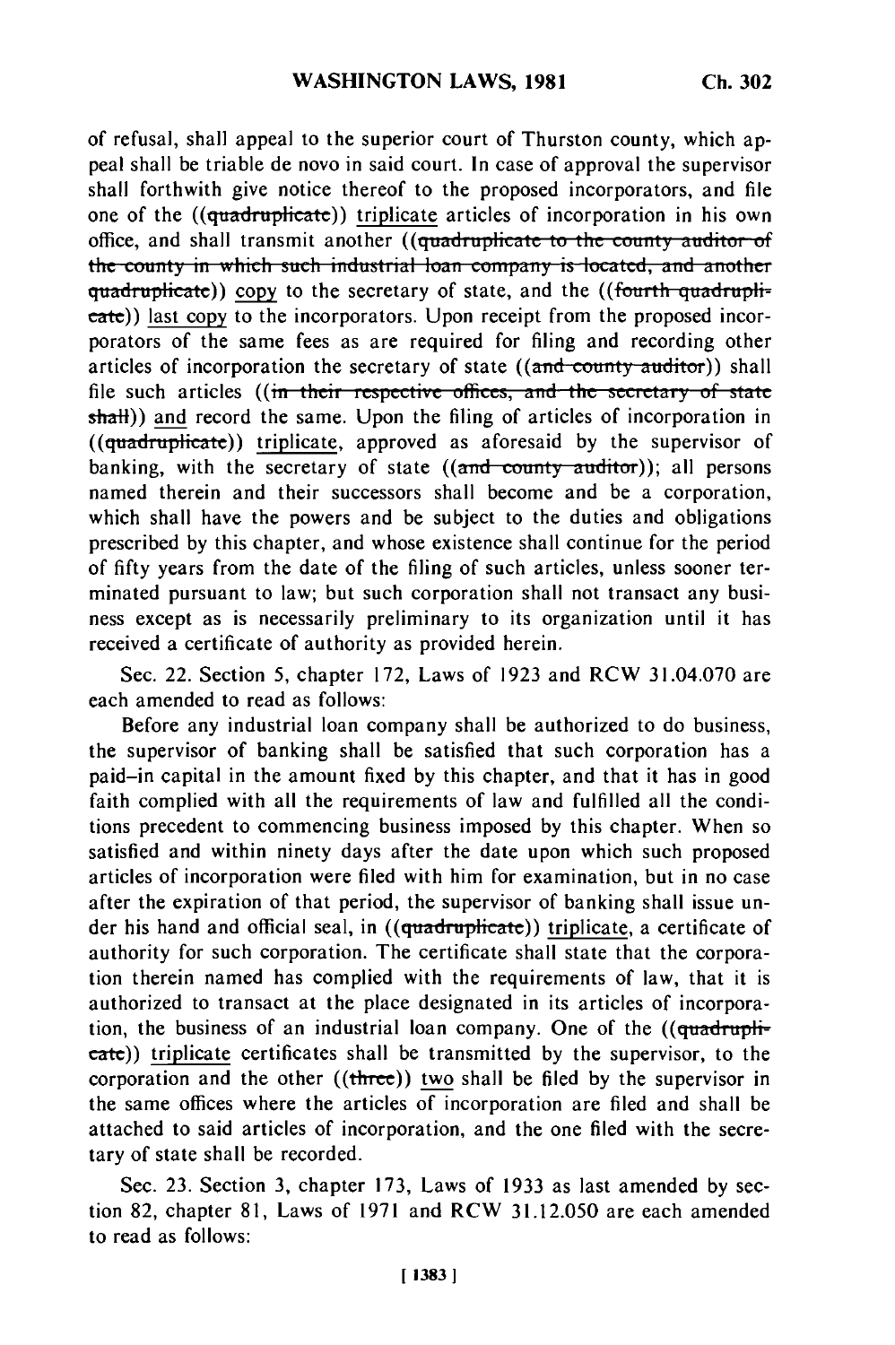of refusal, shall appeal to the superior court of Thurston county, which appeal shall be triable de novo in said court. In case of approval the supervisor shall forthwith give notice thereof to the proposed incorporators, and file one of the ((~~quadruplicate~~)) triplicate articles of incorporation in his own office, and shall transmit another ((~~quadruplicate to the county auditor of the county in which such industrial loan company is located, and another quadruplicate~~)) copy to the secretary of state, and the ((~~fourth quadruplicate~~)) last copy to the incorporators. Upon receipt from the proposed incorporators of the same fees as are required for filing and recording other articles of incorporation the secretary of state ((~~and county auditor~~)) shall file such articles ((~~in their respective offices, and the secretary of state shall~~)) and record the same. Upon the filing of articles of incorporation in ((~~quadruplicate~~)) triplicate, approved as aforesaid by the supervisor of banking, with the secretary of state ((~~and county auditor~~)); all persons named therein and their successors shall become and be a corporation, which shall have the powers and be subject to the duties and obligations prescribed by this chapter, and whose existence shall continue for the period of fifty years from the date of the filing of such articles, unless sooner terminated pursuant to law; but such corporation shall not transact any business except as is necessarily preliminary to its organization until it has received a certificate of authority as provided herein.

Sec. 22. Section 5, chapter 172, Laws of 1923 and RCW 31.04.070 are each amended to read as follows:

Before any industrial loan company shall be authorized to do business, the supervisor of banking shall be satisfied that such corporation has a paid-in capital in the amount fixed by this chapter, and that it has in good faith complied with all the requirements of law and fulfilled all the conditions precedent to commencing business imposed by this chapter. When so satisfied and within ninety days after the date upon which such proposed articles of incorporation were filed with him for examination, but in no case after the expiration of that period, the supervisor of banking shall issue under his hand and official seal, in ((~~quadruplicate~~)) triplicate, a certificate of authority for such corporation. The certificate shall state that the corporation therein named has complied with the requirements of law, that it is authorized to transact at the place designated in its articles of incorporation, the business of an industrial loan company. One of the ((~~quadruplicate~~)) triplicate certificates shall be transmitted by the supervisor, to the corporation and the other ((~~three~~)) two shall be filed by the supervisor in the same offices where the articles of incorporation are filed and shall be attached to said articles of incorporation, and the one filed with the secretary of state shall be recorded.

Sec. 23. Section 3, chapter 173, Laws of 1933 as last amended by section 82, chapter 81, Laws of 1971 and RCW 31.12.050 are each amended to read as follows: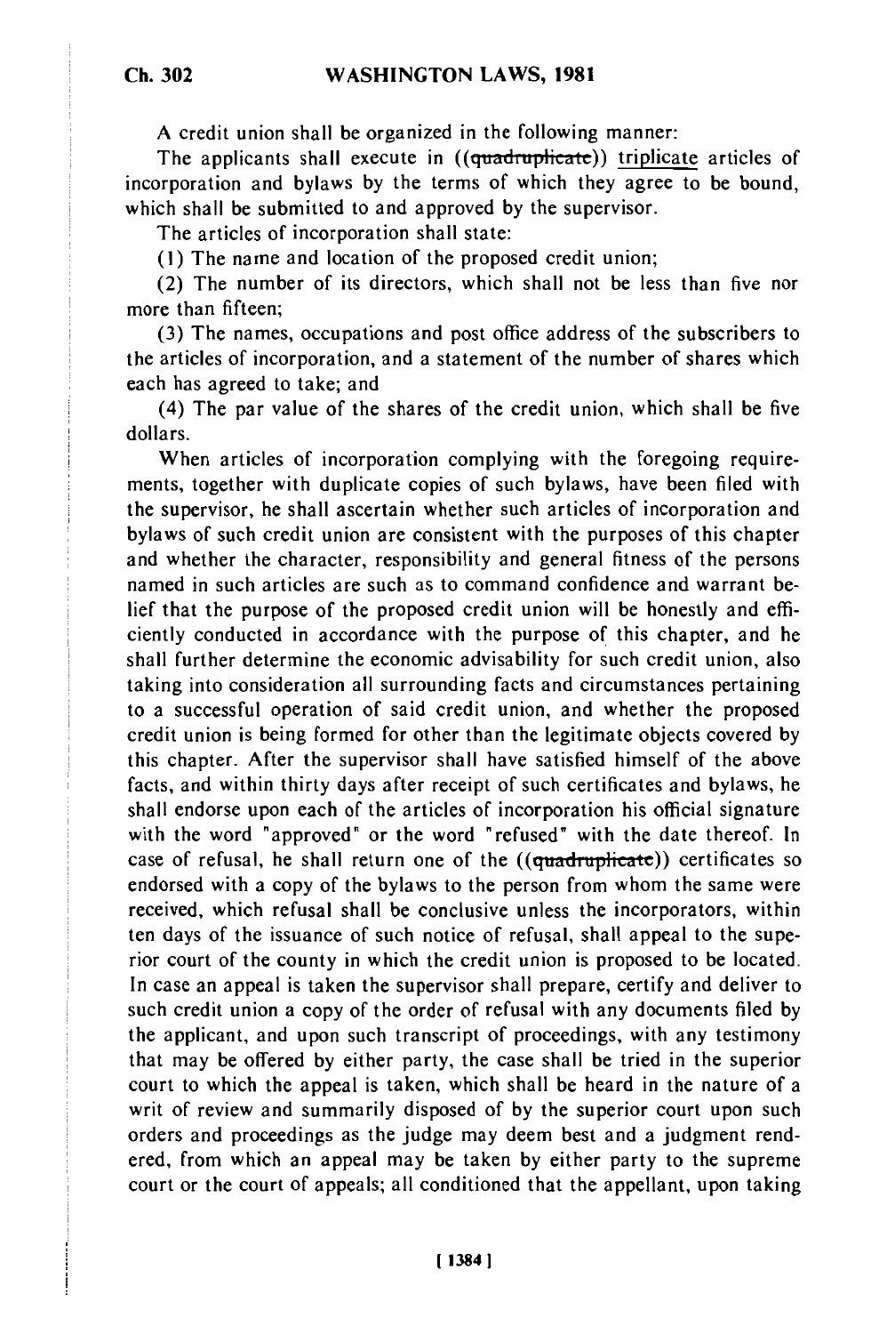A credit union shall be organized in the following manner:

The applicants shall execute in ((~~quadruplicate~~)) triplicate articles of incorporation and bylaws by the terms of which they agree to be bound, which shall be submitted to and approved by the supervisor.

The articles of incorporation shall state:

(1) The name and location of the proposed credit union;

(2) The number of its directors, which shall not be less than five nor more than fifteen;

(3) The names, occupations and post office address of the subscribers to the articles of incorporation, and a statement of the number of shares which each has agreed to take; and

(4) The par value of the shares of the credit union, which shall be five dollars.

When articles of incorporation complying with the foregoing requirements, together with duplicate copies of such bylaws, have been filed with the supervisor, he shall ascertain whether such articles of incorporation and bylaws of such credit union are consistent with the purposes of this chapter and whether the character, responsibility and general fitness of the persons named in such articles are such as to command confidence and warrant belief that the purpose of the proposed credit union will be honestly and efficiently conducted in accordance with the purpose of this chapter, and he shall further determine the economic advisability for such credit union, also taking into consideration all surrounding facts and circumstances pertaining to a successful operation of said credit union, and whether the proposed credit union is being formed for other than the legitimate objects covered by this chapter. After the supervisor shall have satisfied himself of the above facts, and within thirty days after receipt of such certificates and bylaws, he shall endorse upon each of the articles of incorporation his official signature with the word "approved" or the word "refused" with the date thereof. In case of refusal, he shall return one of the ((~~quadruplicate~~)) certificates so endorsed with a copy of the bylaws to the person from whom the same were received, which refusal shall be conclusive unless the incorporators, within ten days of the issuance of such notice of refusal, shall appeal to the superior court of the county in which the credit union is proposed to be located. In case an appeal is taken the supervisor shall prepare, certify and deliver to such credit union a copy of the order of refusal with any documents filed by the applicant, and upon such transcript of proceedings, with any testimony that may be offered by either party, the case shall be tried in the superior court to which the appeal is taken, which shall be heard in the nature of a writ of review and summarily disposed of by the superior court upon such orders and proceedings as the judge may deem best and a judgment rendered, from which an appeal may be taken by either party to the supreme court or the court of appeals; all conditioned that the appellant, upon taking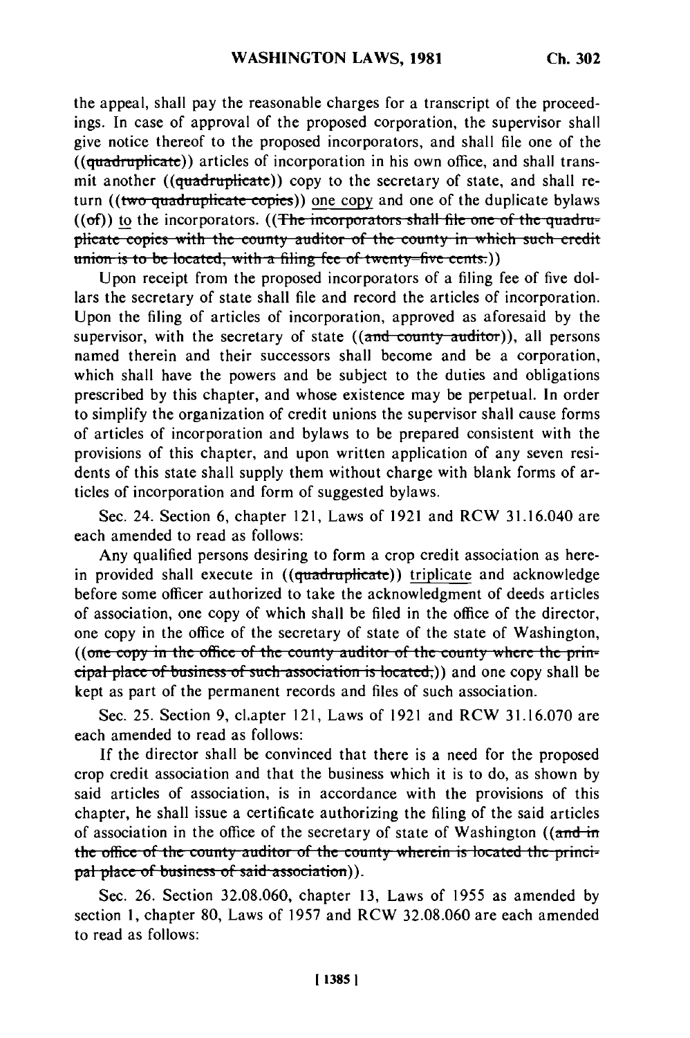the appeal, shall pay the reasonable charges for a transcript of the proceedings. In case of approval of the proposed corporation, the supervisor shall give notice thereof to the proposed incorporators, and shall file one of the ((~~quadruplicate~~)) articles of incorporation in his own office, and shall transmit another ((~~quadruplicate~~)) copy to the secretary of state, and shall return ((~~two quadruplicate copies~~)) one copy and one of the duplicate bylaws ((~~of~~)) to the incorporators. ((~~The incorporators shall file one of the quadruplicate copies with the county auditor of the county in which such credit union is to be located, with a filing fee of twenty-five cents.~~))

Upon receipt from the proposed incorporators of a filing fee of five dollars the secretary of state shall file and record the articles of incorporation. Upon the filing of articles of incorporation, approved as aforesaid by the supervisor, with the secretary of state ((~~and county auditor~~)), all persons named therein and their successors shall become and be a corporation, which shall have the powers and be subject to the duties and obligations prescribed by this chapter, and whose existence may be perpetual. In order to simplify the organization of credit unions the supervisor shall cause forms of articles of incorporation and bylaws to be prepared consistent with the provisions of this chapter, and upon written application of any seven residents of this state shall supply them without charge with blank forms of articles of incorporation and form of suggested bylaws.

Sec. 24. Section 6, chapter 121, Laws of 1921 and RCW 31.16.040 are each amended to read as follows:

Any qualified persons desiring to form a crop credit association as herein provided shall execute in ((~~quadruplicate~~)) triplicate and acknowledge before some officer authorized to take the acknowledgment of deeds articles of association, one copy of which shall be filed in the office of the director, one copy in the office of the secretary of state of the state of Washington, ((~~one copy in the office of the county auditor of the county where the principal place of business of such association is located,~~)) and one copy shall be kept as part of the permanent records and files of such association.

Sec. 25. Section 9, chapter 121, Laws of 1921 and RCW 31.16.070 are each amended to read as follows:

If the director shall be convinced that there is a need for the proposed crop credit association and that the business which it is to do, as shown by said articles of association, is in accordance with the provisions of this chapter, he shall issue a certificate authorizing the filing of the said articles of association in the office of the secretary of state of Washington ((~~and in the office of the county auditor of the county wherein is located the principal place of business of said association~~)).

Sec. 26. Section 32.08.060, chapter 13, Laws of 1955 as amended by section 1, chapter 80, Laws of 1957 and RCW 32.08.060 are each amended to read as follows: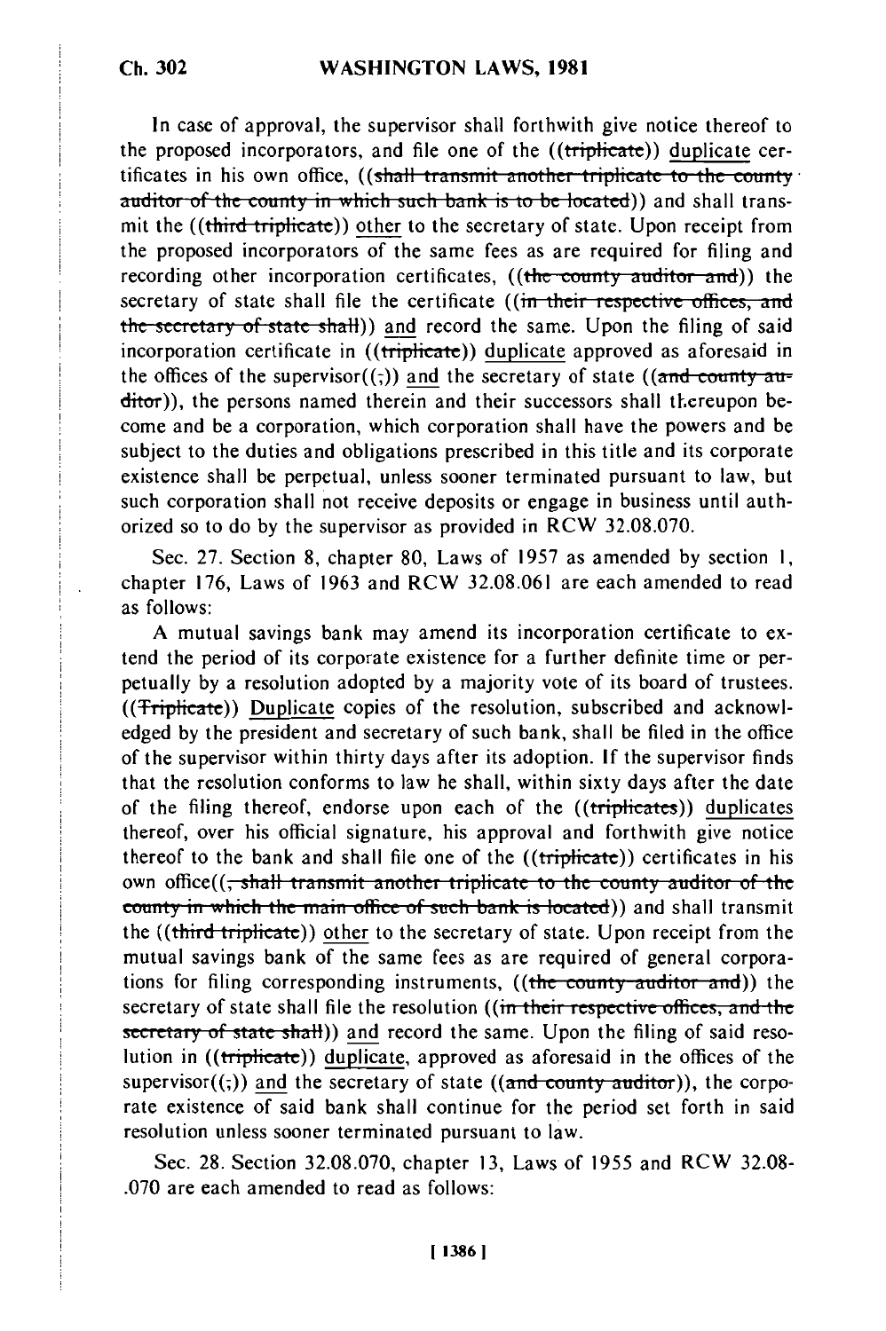In case of approval, the supervisor shall forthwith give notice thereof to the proposed incorporators, and file one of the ((~~triplicate~~)) duplicate certificates in his own office, ((~~shall transmit another triplicate to the county auditor of the county in which such bank is to be located~~)) and shall transmit the ((~~third triplicate~~)) other to the secretary of state. Upon receipt from the proposed incorporators of the same fees as are required for filing and recording other incorporation certificates, ((~~the county auditor and~~)) the secretary of state shall file the certificate ((~~in their respective offices, and the secretary of state shall~~)) and record the same. Upon the filing of said incorporation certificate in ((~~triplicate~~)) duplicate approved as aforesaid in the offices of the supervisor((~~;~~)) and the secretary of state ((~~and county auditor~~)), the persons named therein and their successors shall thereupon become and be a corporation, which corporation shall have the powers and be subject to the duties and obligations prescribed in this title and its corporate existence shall be perpetual, unless sooner terminated pursuant to law, but such corporation shall not receive deposits or engage in business until authorized so to do by the supervisor as provided in RCW 32.08.070.

Sec. 27. Section 8, chapter 80, Laws of 1957 as amended by section 1, chapter 176, Laws of 1963 and RCW 32.08.061 are each amended to read as follows:

A mutual savings bank may amend its incorporation certificate to extend the period of its corporate existence for a further definite time or perpetually by a resolution adopted by a majority vote of its board of trustees. ((~~Triplicate~~)) Duplicate copies of the resolution, subscribed and acknowledged by the president and secretary of such bank, shall be filed in the office of the supervisor within thirty days after its adoption. If the supervisor finds that the resolution conforms to law he shall, within sixty days after the date of the filing thereof, endorse upon each of the ((~~triplicates~~)) duplicates thereof, over his official signature, his approval and forthwith give notice thereof to the bank and shall file one of the ((~~triplicate~~)) certificates in his own office((~~, shall transmit another triplicate to the county auditor of the county in which the main office of such bank is located~~)) and shall transmit the ((~~third triplicate~~)) other to the secretary of state. Upon receipt from the mutual savings bank of the same fees as are required of general corporations for filing corresponding instruments, ((~~the county auditor and~~)) the secretary of state shall file the resolution ((~~in their respective offices, and the secretary of state shall~~)) and record the same. Upon the filing of said resolution in ((~~triplicate~~)) duplicate, approved as aforesaid in the offices of the supervisor((~~;~~)) and the secretary of state ((~~and county auditor~~)), the corporate existence of said bank shall continue for the period set forth in said resolution unless sooner terminated pursuant to law.

Sec. 28. Section 32.08.070, chapter 13, Laws of 1955 and RCW 32.08.070 are each amended to read as follows: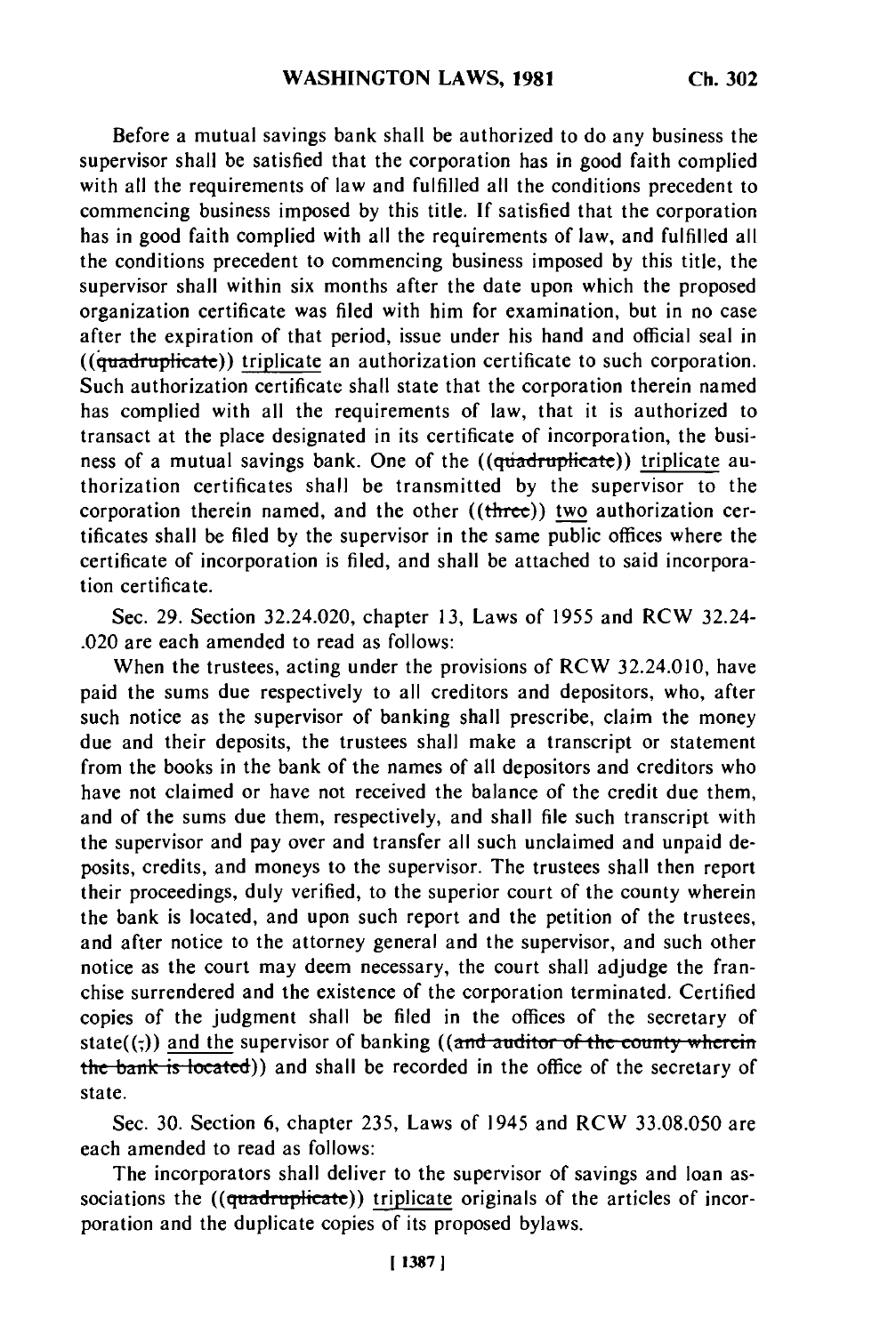Before a mutual savings bank shall be authorized to do any business the supervisor shall be satisfied that the corporation has in good faith complied with all the requirements of law and fulfilled all the conditions precedent to commencing business imposed by this title. If satisfied that the corporation has in good faith complied with all the requirements of law, and fulfilled all the conditions precedent to commencing business imposed by this title, the supervisor shall within six months after the date upon which the proposed organization certificate was filed with him for examination, but in no case after the expiration of that period, issue under his hand and official seal in ((~~quadruplicate~~)) triplicate an authorization certificate to such corporation. Such authorization certificate shall state that the corporation therein named has complied with all the requirements of law, that it is authorized to transact at the place designated in its certificate of incorporation, the business of a mutual savings bank. One of the ((~~quadruplicate~~)) triplicate authorization certificates shall be transmitted by the supervisor to the corporation therein named, and the other ((~~three~~)) two authorization certificates shall be filed by the supervisor in the same public offices where the certificate of incorporation is filed, and shall be attached to said incorporation certificate.

Sec. 29. Section 32.24.020, chapter 13, Laws of 1955 and RCW 32.24.020 are each amended to read as follows:

When the trustees, acting under the provisions of RCW 32.24.010, have paid the sums due respectively to all creditors and depositors, who, after such notice as the supervisor of banking shall prescribe, claim the money due and their deposits, the trustees shall make a transcript or statement from the books in the bank of the names of all depositors and creditors who have not claimed or have not received the balance of the credit due them, and of the sums due them, respectively, and shall file such transcript with the supervisor and pay over and transfer all such unclaimed and unpaid deposits, credits, and moneys to the supervisor. The trustees shall then report their proceedings, duly verified, to the superior court of the county wherein the bank is located, and upon such report and the petition of the trustees, and after notice to the attorney general and the supervisor, and such other notice as the court may deem necessary, the court shall adjudge the franchise surrendered and the existence of the corporation terminated. Certified copies of the judgment shall be filed in the offices of the secretary of state((~~,~~)) and the supervisor of banking ((~~and auditor of the county wherein the bank is located~~)) and shall be recorded in the office of the secretary of state.

Sec. 30. Section 6, chapter 235, Laws of 1945 and RCW 33.08.050 are each amended to read as follows:

The incorporators shall deliver to the supervisor of savings and loan associations the ((~~quadruplicate~~)) triplicate originals of the articles of incorporation and the duplicate copies of its proposed bylaws.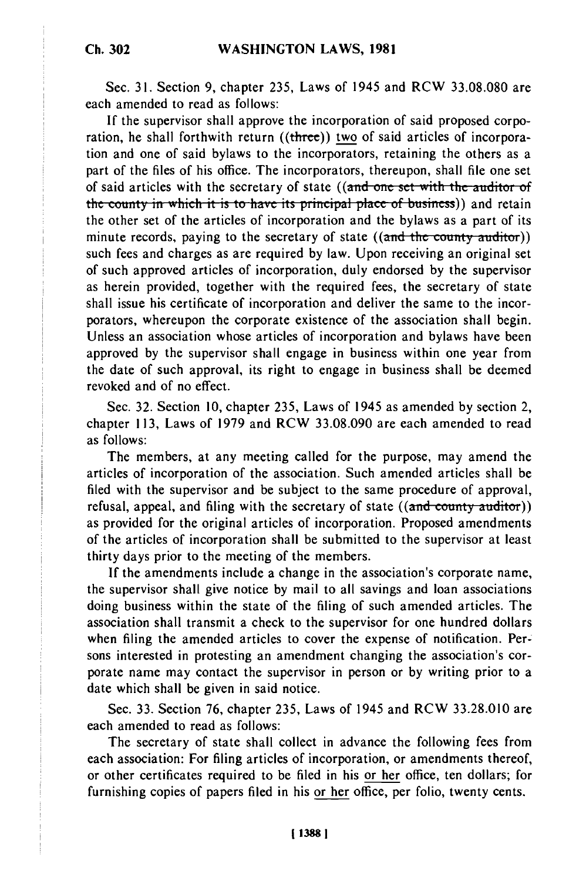Sec. 31. Section 9, chapter 235, Laws of 1945 and RCW 33.08.080 are each amended to read as follows:

If the supervisor shall approve the incorporation of said proposed corporation, he shall forthwith return ((~~three~~)) <u>two</u> of said articles of incorporation and one of said bylaws to the incorporators, retaining the others as a part of the files of his office. The incorporators, thereupon, shall file one set of said articles with the secretary of state ((~~and one set with the auditor of the county in which it is to have its principal place of business~~)) and retain the other set of the articles of incorporation and the bylaws as a part of its minute records, paying to the secretary of state ((~~and the county auditor~~)) such fees and charges as are required by law. Upon receiving an original set of such approved articles of incorporation, duly endorsed by the supervisor as herein provided, together with the required fees, the secretary of state shall issue his certificate of incorporation and deliver the same to the incorporators, whereupon the corporate existence of the association shall begin. Unless an association whose articles of incorporation and bylaws have been approved by the supervisor shall engage in business within one year from the date of such approval, its right to engage in business shall be deemed revoked and of no effect.

Sec. 32. Section 10, chapter 235, Laws of 1945 as amended by section 2, chapter 113, Laws of 1979 and RCW 33.08.090 are each amended to read as follows:

The members, at any meeting called for the purpose, may amend the articles of incorporation of the association. Such amended articles shall be filed with the supervisor and be subject to the same procedure of approval, refusal, appeal, and filing with the secretary of state ((~~and county auditor~~)) as provided for the original articles of incorporation. Proposed amendments of the articles of incorporation shall be submitted to the supervisor at least thirty days prior to the meeting of the members.

If the amendments include a change in the association's corporate name, the supervisor shall give notice by mail to all savings and loan associations doing business within the state of the filing of such amended articles. The association shall transmit a check to the supervisor for one hundred dollars when filing the amended articles to cover the expense of notification. Persons interested in protesting an amendment changing the association's corporate name may contact the supervisor in person or by writing prior to a date which shall be given in said notice.

Sec. 33. Section 76, chapter 235, Laws of 1945 and RCW 33.28.010 are each amended to read as follows:

The secretary of state shall collect in advance the following fees from each association: For filing articles of incorporation, or amendments thereof, or other certificates required to be filed in his <u>or her</u> office, ten dollars; for furnishing copies of papers filed in his <u>or her</u> office, per folio, twenty cents.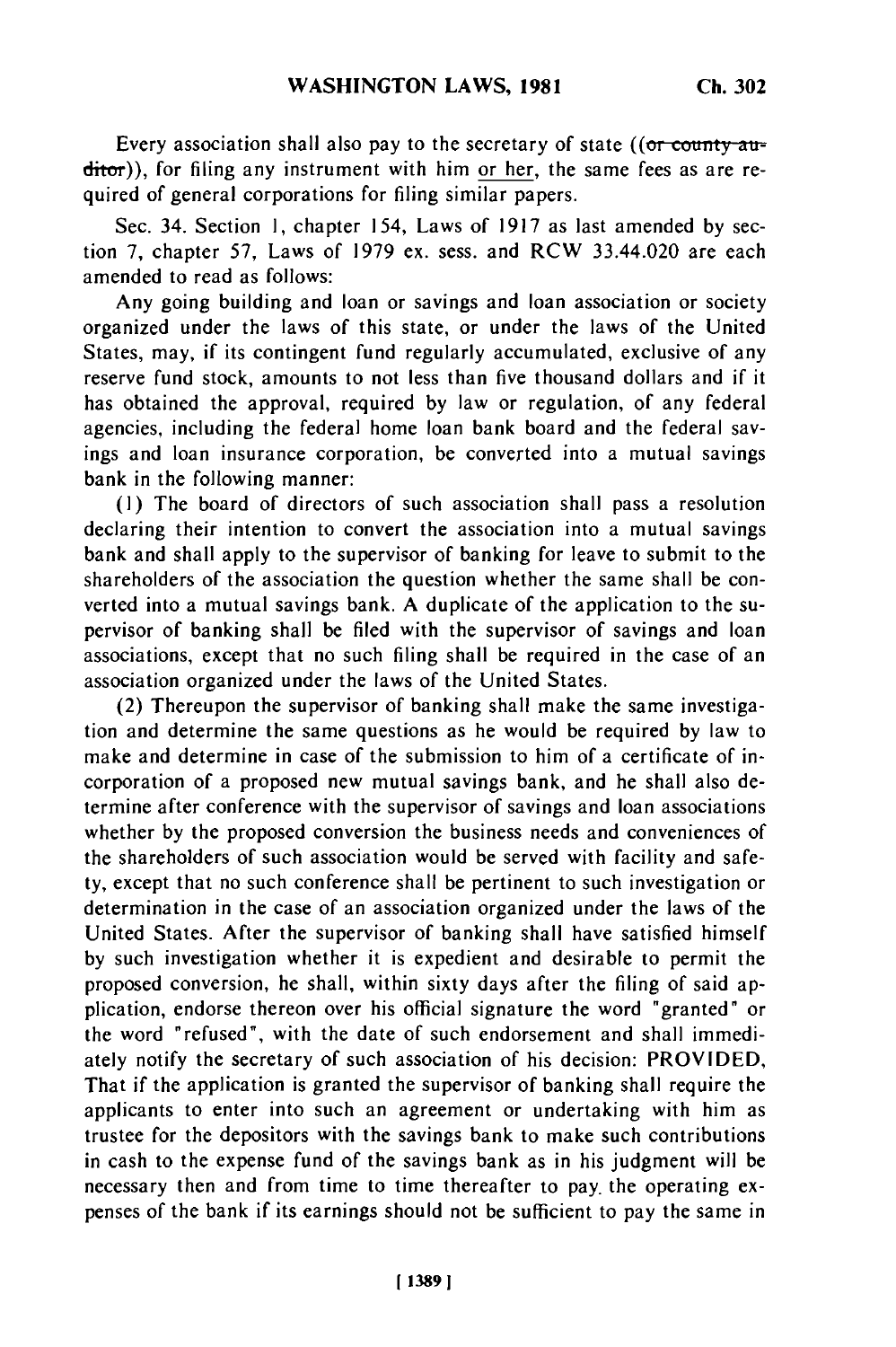Every association shall also pay to the secretary of state ((~~or county auditor~~)), for filing any instrument with him or her, the same fees as are required of general corporations for filing similar papers.

Sec. 34. Section 1, chapter 154, Laws of 1917 as last amended by section 7, chapter 57, Laws of 1979 ex. sess. and RCW 33.44.020 are each amended to read as follows:

Any going building and loan or savings and loan association or society organized under the laws of this state, or under the laws of the United States, may, if its contingent fund regularly accumulated, exclusive of any reserve fund stock, amounts to not less than five thousand dollars and if it has obtained the approval, required by law or regulation, of any federal agencies, including the federal home loan bank board and the federal savings and loan insurance corporation, be converted into a mutual savings bank in the following manner:

(1) The board of directors of such association shall pass a resolution declaring their intention to convert the association into a mutual savings bank and shall apply to the supervisor of banking for leave to submit to the shareholders of the association the question whether the same shall be converted into a mutual savings bank. A duplicate of the application to the supervisor of banking shall be filed with the supervisor of savings and loan associations, except that no such filing shall be required in the case of an association organized under the laws of the United States.

(2) Thereupon the supervisor of banking shall make the same investigation and determine the same questions as he would be required by law to make and determine in case of the submission to him of a certificate of incorporation of a proposed new mutual savings bank, and he shall also determine after conference with the supervisor of savings and loan associations whether by the proposed conversion the business needs and conveniences of the shareholders of such association would be served with facility and safety, except that no such conference shall be pertinent to such investigation or determination in the case of an association organized under the laws of the United States. After the supervisor of banking shall have satisfied himself by such investigation whether it is expedient and desirable to permit the proposed conversion, he shall, within sixty days after the filing of said application, endorse thereon over his official signature the word "granted" or the word "refused", with the date of such endorsement and shall immediately notify the secretary of such association of his decision: PROVIDED, That if the application is granted the supervisor of banking shall require the applicants to enter into such an agreement or undertaking with him as trustee for the depositors with the savings bank to make such contributions in cash to the expense fund of the savings bank as in his judgment will be necessary then and from time to time thereafter to pay the operating expenses of the bank if its earnings should not be sufficient to pay the same in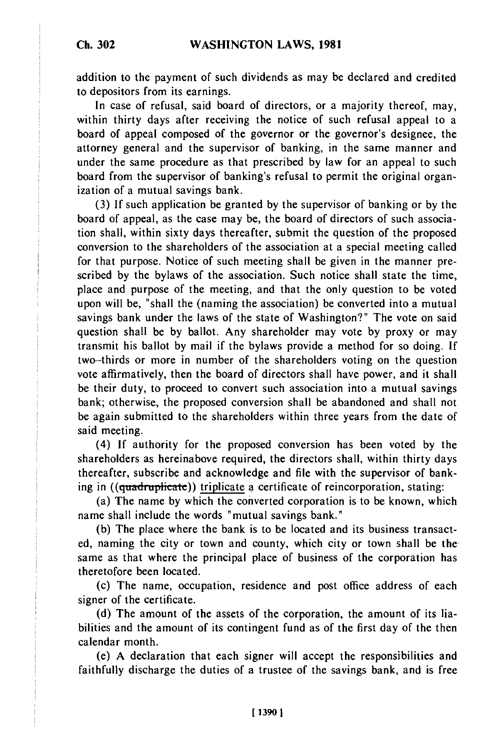addition to the payment of such dividends as may be declared and credited to depositors from its earnings.

In case of refusal, said board of directors, or a majority thereof, may, within thirty days after receiving the notice of such refusal appeal to a board of appeal composed of the governor or the governor's designee, the attorney general and the supervisor of banking, in the same manner and under the same procedure as that prescribed by law for an appeal to such board from the supervisor of banking's refusal to permit the original organization of a mutual savings bank.

(3) If such application be granted by the supervisor of banking or by the board of appeal, as the case may be, the board of directors of such association shall, within sixty days thereafter, submit the question of the proposed conversion to the shareholders of the association at a special meeting called for that purpose. Notice of such meeting shall be given in the manner prescribed by the bylaws of the association. Such notice shall state the time, place and purpose of the meeting, and that the only question to be voted upon will be, "shall the (naming the association) be converted into a mutual savings bank under the laws of the state of Washington?" The vote on said question shall be by ballot. Any shareholder may vote by proxy or may transmit his ballot by mail if the bylaws provide a method for so doing. If two-thirds or more in number of the shareholders voting on the question vote affirmatively, then the board of directors shall have power, and it shall be their duty, to proceed to convert such association into a mutual savings bank; otherwise, the proposed conversion shall be abandoned and shall not be again submitted to the shareholders within three years from the date of said meeting.

(4) If authority for the proposed conversion has been voted by the shareholders as hereinabove required, the directors shall, within thirty days thereafter, subscribe and acknowledge and file with the supervisor of banking in ((~~quadruplicate~~)) <u>triplicate</u> a certificate of reincorporation, stating:

(a) The name by which the converted corporation is to be known, which name shall include the words "mutual savings bank."

(b) The place where the bank is to be located and its business transacted, naming the city or town and county, which city or town shall be the same as that where the principal place of business of the corporation has theretofore been located.

(c) The name, occupation, residence and post office address of each signer of the certificate.

(d) The amount of the assets of the corporation, the amount of its liabilities and the amount of its contingent fund as of the first day of the then calendar month.

(e) A declaration that each signer will accept the responsibilities and faithfully discharge the duties of a trustee of the savings bank, and is free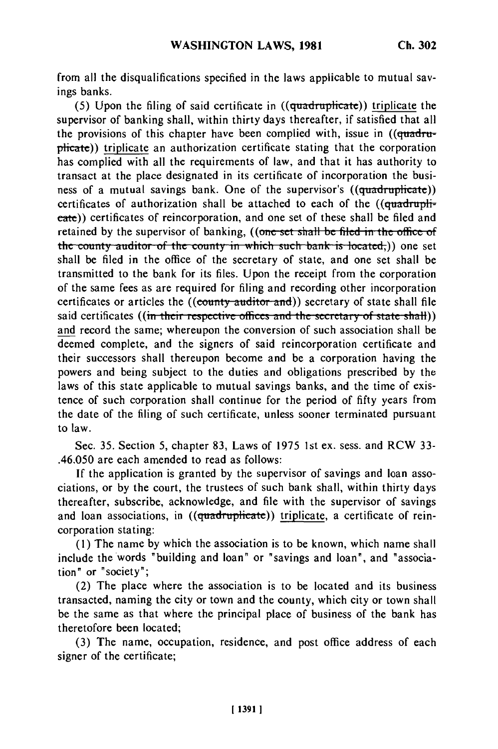from all the disqualifications specified in the laws applicable to mutual savings banks.

(5) Upon the filing of said certificate in ((~~quadruplicate~~)) triplicate the supervisor of banking shall, within thirty days thereafter, if satisfied that all the provisions of this chapter have been complied with, issue in ((~~quadruplicate~~)) triplicate an authorization certificate stating that the corporation has complied with all the requirements of law, and that it has authority to transact at the place designated in its certificate of incorporation the business of a mutual savings bank. One of the supervisor's ((~~quadruplicate~~)) certificates of authorization shall be attached to each of the ((~~quadruplicate~~)) certificates of reincorporation, and one set of these shall be filed and retained by the supervisor of banking, ((~~one set shall be filed in the office of the county auditor of the county in which such bank is located,~~)) one set shall be filed in the office of the secretary of state, and one set shall be transmitted to the bank for its files. Upon the receipt from the corporation of the same fees as are required for filing and recording other incorporation certificates or articles the ((~~county auditor and~~)) secretary of state shall file said certificates ((~~in their respective offices and the secretary of state shall~~)) and record the same; whereupon the conversion of such association shall be deemed complete, and the signers of said reincorporation certificate and their successors shall thereupon become and be a corporation having the powers and being subject to the duties and obligations prescribed by the laws of this state applicable to mutual savings banks, and the time of existence of such corporation shall continue for the period of fifty years from the date of the filing of such certificate, unless sooner terminated pursuant to law.

Sec. 35. Section 5, chapter 83, Laws of 1975 1st ex. sess. and RCW 33-.46.050 are each amended to read as follows:

If the application is granted by the supervisor of savings and loan associations, or by the court, the trustees of such bank shall, within thirty days thereafter, subscribe, acknowledge, and file with the supervisor of savings and loan associations, in ((~~quadruplicate~~)) triplicate, a certificate of reincorporation stating:

(1) The name by which the association is to be known, which name shall include the words "building and loan" or "savings and loan", and "association" or "society";

(2) The place where the association is to be located and its business transacted, naming the city or town and the county, which city or town shall be the same as that where the principal place of business of the bank has theretofore been located;

(3) The name, occupation, residence, and post office address of each signer of the certificate;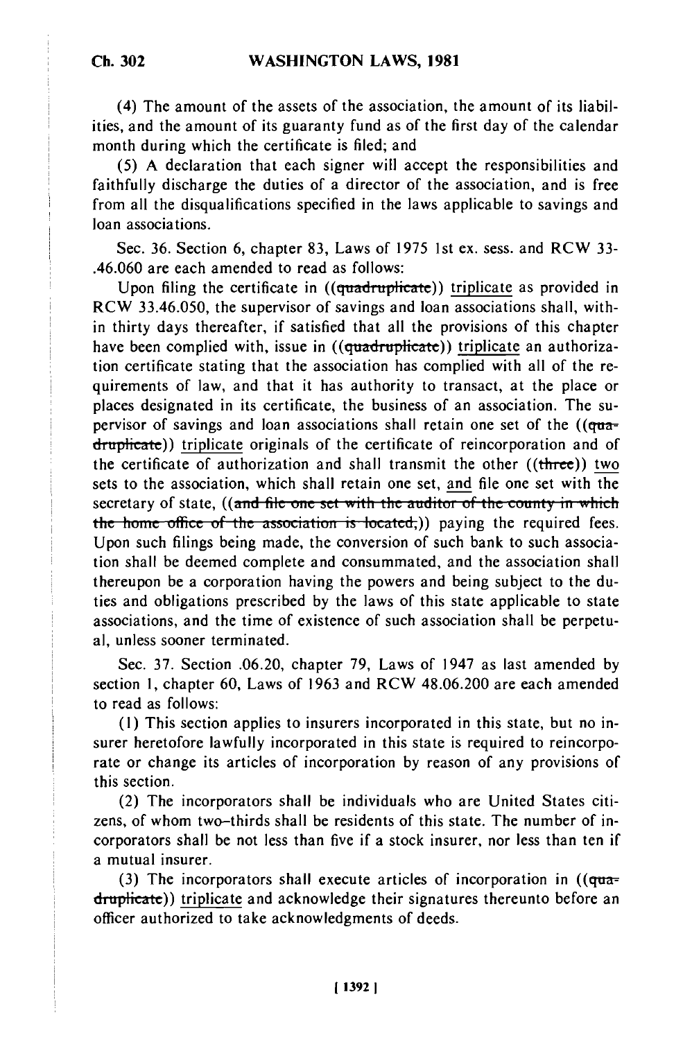(4) The amount of the assets of the association, the amount of its liabilities, and the amount of its guaranty fund as of the first day of the calendar month during which the certificate is filed; and

(5) A declaration that each signer will accept the responsibilities and faithfully discharge the duties of a director of the association, and is free from all the disqualifications specified in the laws applicable to savings and loan associations.

Sec. 36. Section 6, chapter 83, Laws of 1975 1st ex. sess. and RCW 33-.46.060 are each amended to read as follows:

Upon filing the certificate in ((~~quadruplicate~~)) triplicate as provided in RCW 33.46.050, the supervisor of savings and loan associations shall, within thirty days thereafter, if satisfied that all the provisions of this chapter have been complied with, issue in ((~~quadruplicate~~)) triplicate an authorization certificate stating that the association has complied with all of the requirements of law, and that it has authority to transact, at the place or places designated in its certificate, the business of an association. The supervisor of savings and loan associations shall retain one set of the ((~~quadruplicate~~)) triplicate originals of the certificate of reincorporation and of the certificate of authorization and shall transmit the other ((~~three~~)) two sets to the association, which shall retain one set, and file one set with the secretary of state, ((~~and file one set with the auditor of the county in which the home office of the association is located,~~)) paying the required fees. Upon such filings being made, the conversion of such bank to such association shall be deemed complete and consummated, and the association shall thereupon be a corporation having the powers and being subject to the duties and obligations prescribed by the laws of this state applicable to state associations, and the time of existence of such association shall be perpetual, unless sooner terminated.

Sec. 37. Section .06.20, chapter 79, Laws of 1947 as last amended by section 1, chapter 60, Laws of 1963 and RCW 48.06.200 are each amended to read as follows:

(1) This section applies to insurers incorporated in this state, but no insurer heretofore lawfully incorporated in this state is required to reincorporate or change its articles of incorporation by reason of any provisions of this section.

(2) The incorporators shall be individuals who are United States citizens, of whom two-thirds shall be residents of this state. The number of incorporators shall be not less than five if a stock insurer, nor less than ten if a mutual insurer.

(3) The incorporators shall execute articles of incorporation in ((~~quadruplicate~~)) triplicate and acknowledge their signatures thereunto before an officer authorized to take acknowledgments of deeds.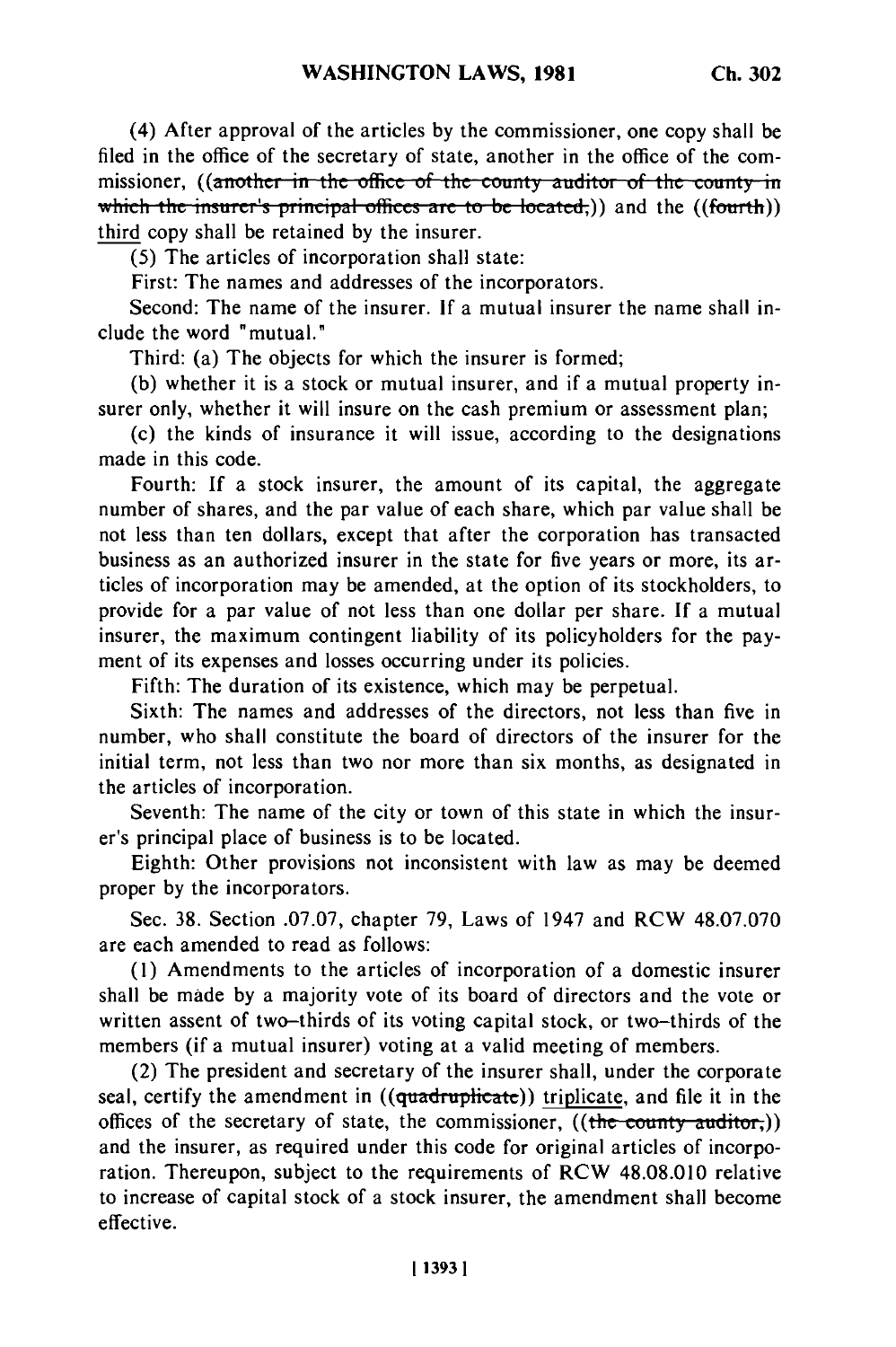(4) After approval of the articles by the commissioner, one copy shall be filed in the office of the secretary of state, another in the office of the commissioner, ((~~another in the office of the county auditor of the county in which the insurer's principal offices are to be located,~~)) and the ((~~fourth~~)) third copy shall be retained by the insurer.

(5) The articles of incorporation shall state:

First: The names and addresses of the incorporators.

Second: The name of the insurer. If a mutual insurer the name shall include the word "mutual."

Third: (a) The objects for which the insurer is formed;

(b) whether it is a stock or mutual insurer, and if a mutual property insurer only, whether it will insure on the cash premium or assessment plan;

(c) the kinds of insurance it will issue, according to the designations made in this code.

Fourth: If a stock insurer, the amount of its capital, the aggregate number of shares, and the par value of each share, which par value shall be not less than ten dollars, except that after the corporation has transacted business as an authorized insurer in the state for five years or more, its articles of incorporation may be amended, at the option of its stockholders, to provide for a par value of not less than one dollar per share. If a mutual insurer, the maximum contingent liability of its policyholders for the payment of its expenses and losses occurring under its policies.

Fifth: The duration of its existence, which may be perpetual.

Sixth: The names and addresses of the directors, not less than five in number, who shall constitute the board of directors of the insurer for the initial term, not less than two nor more than six months, as designated in the articles of incorporation.

Seventh: The name of the city or town of this state in which the insurer's principal place of business is to be located.

Eighth: Other provisions not inconsistent with law as may be deemed proper by the incorporators.

Sec. 38. Section .07.07, chapter 79, Laws of 1947 and RCW 48.07.070 are each amended to read as follows:

(1) Amendments to the articles of incorporation of a domestic insurer shall be made by a majority vote of its board of directors and the vote or written assent of two-thirds of its voting capital stock, or two-thirds of the members (if a mutual insurer) voting at a valid meeting of members.

(2) The president and secretary of the insurer shall, under the corporate seal, certify the amendment in ((~~quadruplicate~~)) triplicate, and file it in the offices of the secretary of state, the commissioner, ((~~the county auditor,~~)) and the insurer, as required under this code for original articles of incorporation. Thereupon, subject to the requirements of RCW 48.08.010 relative to increase of capital stock of a stock insurer, the amendment shall become effective.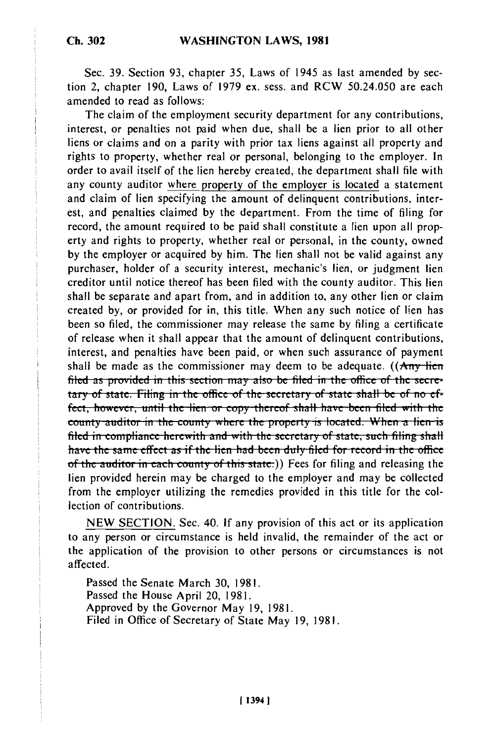Sec. 39. Section 93, chapter 35, Laws of 1945 as last amended by section 2, chapter 190, Laws of 1979 ex. sess. and RCW 50.24.050 are each amended to read as follows:

The claim of the employment security department for any contributions, interest, or penalties not paid when due, shall be a lien prior to all other liens or claims and on a parity with prior tax liens against all property and rights to property, whether real or personal, belonging to the employer. In order to avail itself of the lien hereby created, the department shall file with any county auditor <u>where property of the employer is located</u> a statement and claim of lien specifying the amount of delinquent contributions, interest, and penalties claimed by the department. From the time of filing for record, the amount required to be paid shall constitute a lien upon all property and rights to property, whether real or personal, in the county, owned by the employer or acquired by him. The lien shall not be valid against any purchaser, holder of a security interest, mechanic's lien, or judgment lien creditor until notice thereof has been filed with the county auditor. This lien shall be separate and apart from, and in addition to, any other lien or claim created by, or provided for in, this title. When any such notice of lien has been so filed, the commissioner may release the same by filing a certificate of release when it shall appear that the amount of delinquent contributions, interest, and penalties have been paid, or when such assurance of payment shall be made as the commissioner may deem to be adequate. ((~~Any lien filed as provided in this section may also be filed in the office of the secretary of state. Filing in the office of the secretary of state shall be of no effect, however, until the lien or copy thereof shall have been filed with the county auditor in the county where the property is located. When a lien is filed in compliance herewith and with the secretary of state, such filing shall have the same effect as if the lien had been duly filed for record in the office of the auditor in each county of this state.~~)) Fees for filing and releasing the lien provided herein may be charged to the employer and may be collected from the employer utilizing the remedies provided in this title for the collection of contributions.

<u>NEW SECTION.</u> Sec. 40. If any provision of this act or its application to any person or circumstance is held invalid, the remainder of the act or the application of the provision to other persons or circumstances is not affected.

Passed the Senate March 30, 1981.
Passed the House April 20, 1981.
Approved by the Governor May 19, 1981.
Filed in Office of Secretary of State May 19, 1981.